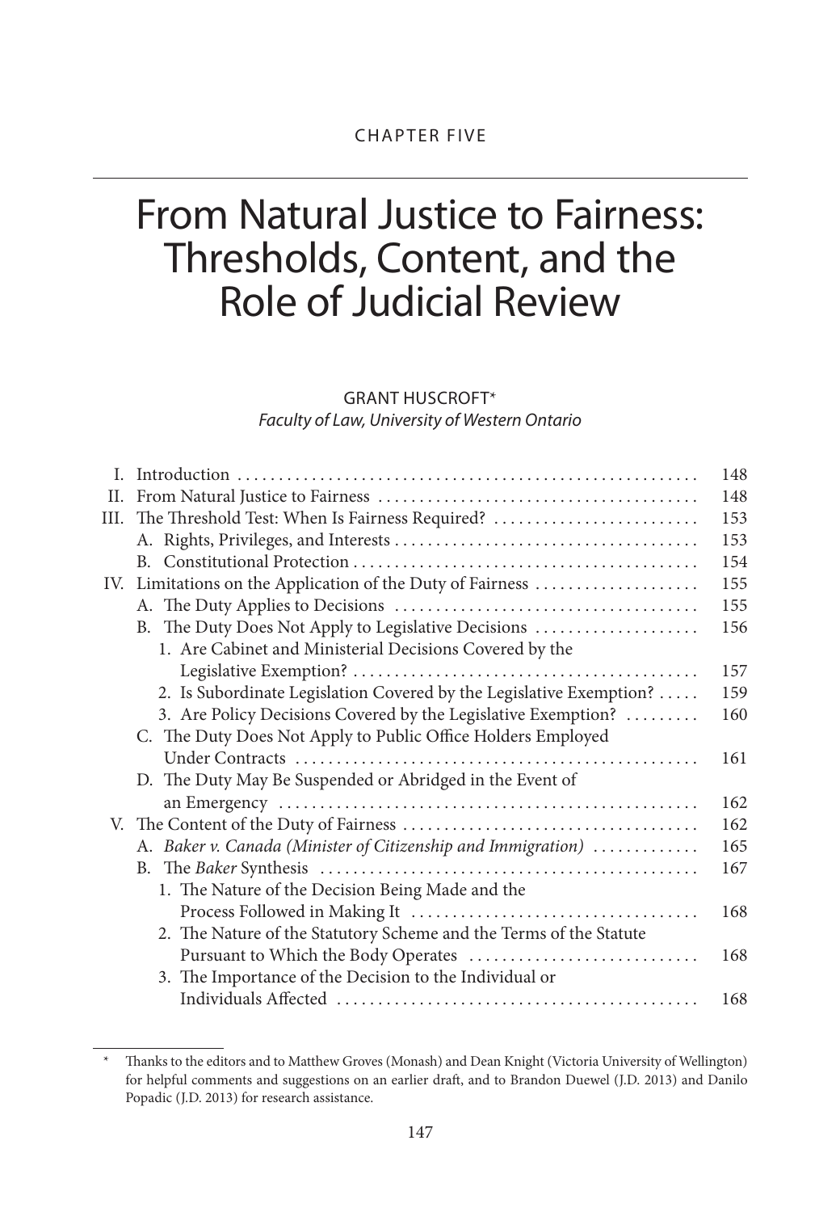CHAPTER FIVE

# From Natural Justice to Fairness: Thresholds, Content, and the Role of Judicial Review

GRANT HUSCROFT*

*Faculty of Law, University of Western Ontario*

| | | |
|---|---|---|
| I. | Introduction | 148 |
| II. | From Natural Justice to Fairness | 148 |
| III. | The Threshold Test: When Is Fairness Required? | 153 |
| | A. Rights, Privileges, and Interests | 153 |
| | B. Constitutional Protection | 154 |
| IV. | Limitations on the Application of the Duty of Fairness | 155 |
| | A. The Duty Applies to Decisions | 155 |
| | B. The Duty Does Not Apply to Legislative Decisions | 156 |
| | 1. Are Cabinet and Ministerial Decisions Covered by the Legislative Exemption? | 157 |
| | 2. Is Subordinate Legislation Covered by the Legislative Exemption? | 159 |
| | 3. Are Policy Decisions Covered by the Legislative Exemption? | 160 |
| | C. The Duty Does Not Apply to Public Office Holders Employed Under Contracts | 161 |
| | D. The Duty May Be Suspended or Abridged in the Event of an Emergency | 162 |
| V. | The Content of the Duty of Fairness | 162 |
| | A. *Baker v. Canada (Minister of Citizenship and Immigration)* | 165 |
| | B. The *Baker* Synthesis | 167 |
| | 1. The Nature of the Decision Being Made and the Process Followed in Making It | 168 |
| | 2. The Nature of the Statutory Scheme and the Terms of the Statute Pursuant to Which the Body Operates | 168 |
| | 3. The Importance of the Decision to the Individual or Individuals Affected | 168 |

\* Thanks to the editors and to Matthew Groves (Monash) and Dean Knight (Victoria University of Wellington) for helpful comments and suggestions on an earlier draft, and to Brandon Duewel (J.D. 2013) and Danilo Popadic (J.D. 2013) for research assistance.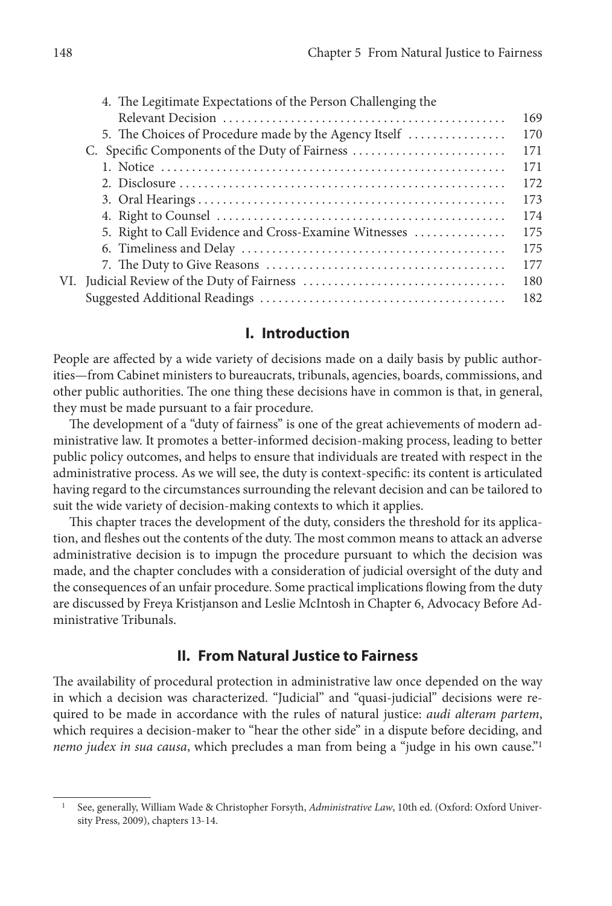4. The Legitimate Expectations of the Person Challenging the Relevant Decision ... 169
5. The Choices of Procedure made by the Agency Itself ... 170

C. Specific Components of the Duty of Fairness ... 171
1. Notice ... 171
2. Disclosure ... 172
3. Oral Hearings ... 173
4. Right to Counsel ... 174
5. Right to Call Evidence and Cross-Examine Witnesses ... 175
6. Timeliness and Delay ... 175
7. The Duty to Give Reasons ... 177

VI. Judicial Review of the Duty of Fairness ... 180

Suggested Additional Readings ... 182

## I. Introduction

People are affected by a wide variety of decisions made on a daily basis by public authorities—from Cabinet ministers to bureaucrats, tribunals, agencies, boards, commissions, and other public authorities. The one thing these decisions have in common is that, in general, they must be made pursuant to a fair procedure.

The development of a "duty of fairness" is one of the great achievements of modern administrative law. It promotes a better-informed decision-making process, leading to better public policy outcomes, and helps to ensure that individuals are treated with respect in the administrative process. As we will see, the duty is context-specific: its content is articulated having regard to the circumstances surrounding the relevant decision and can be tailored to suit the wide variety of decision-making contexts to which it applies.

This chapter traces the development of the duty, considers the threshold for its application, and fleshes out the contents of the duty. The most common means to attack an adverse administrative decision is to impugn the procedure pursuant to which the decision was made, and the chapter concludes with a consideration of judicial oversight of the duty and the consequences of an unfair procedure. Some practical implications flowing from the duty are discussed by Freya Kristjanson and Leslie McIntosh in Chapter 6, Advocacy Before Administrative Tribunals.

## II. From Natural Justice to Fairness

The availability of procedural protection in administrative law once depended on the way in which a decision was characterized. "Judicial" and "quasi-judicial" decisions were required to be made in accordance with the rules of natural justice: *audi alteram partem*, which requires a decision-maker to "hear the other side" in a dispute before deciding, and *nemo judex in sua causa*, which precludes a man from being a "judge in his own cause."[1]

---

[1] See, generally, William Wade & Christopher Forsyth, *Administrative Law*, 10th ed. (Oxford: Oxford University Press, 2009), chapters 13-14.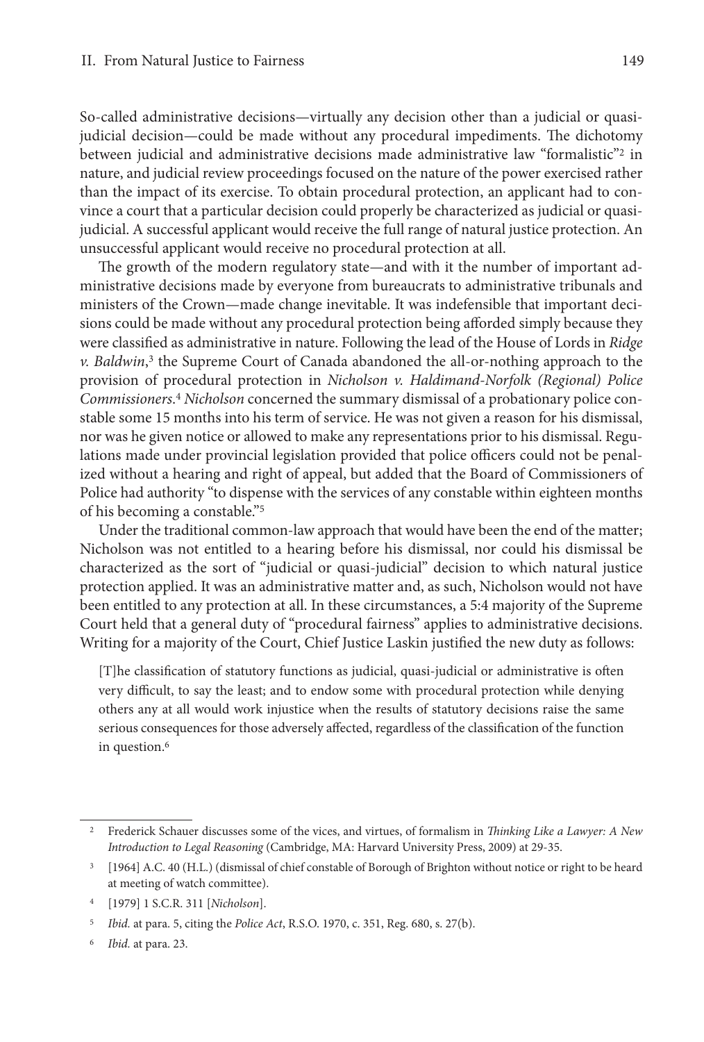So-called administrative decisions—virtually any decision other than a judicial or quasi-judicial decision—could be made without any procedural impediments. The dichotomy between judicial and administrative decisions made administrative law "formalistic"[2] in nature, and judicial review proceedings focused on the nature of the power exercised rather than the impact of its exercise. To obtain procedural protection, an applicant had to convince a court that a particular decision could properly be characterized as judicial or quasi-judicial. A successful applicant would receive the full range of natural justice protection. An unsuccessful applicant would receive no procedural protection at all.

The growth of the modern regulatory state—and with it the number of important administrative decisions made by everyone from bureaucrats to administrative tribunals and ministers of the Crown—made change inevitable. It was indefensible that important decisions could be made without any procedural protection being afforded simply because they were classified as administrative in nature. Following the lead of the House of Lords in *Ridge v. Baldwin*,[3] the Supreme Court of Canada abandoned the all-or-nothing approach to the provision of procedural protection in *Nicholson v. Haldimand-Norfolk (Regional) Police Commissioners*.[4] *Nicholson* concerned the summary dismissal of a probationary police constable some 15 months into his term of service. He was not given a reason for his dismissal, nor was he given notice or allowed to make any representations prior to his dismissal. Regulations made under provincial legislation provided that police officers could not be penalized without a hearing and right of appeal, but added that the Board of Commissioners of Police had authority "to dispense with the services of any constable within eighteen months of his becoming a constable."[5]

Under the traditional common-law approach that would have been the end of the matter; Nicholson was not entitled to a hearing before his dismissal, nor could his dismissal be characterized as the sort of "judicial or quasi-judicial" decision to which natural justice protection applied. It was an administrative matter and, as such, Nicholson would not have been entitled to any protection at all. In these circumstances, a 5:4 majority of the Supreme Court held that a general duty of "procedural fairness" applies to administrative decisions. Writing for a majority of the Court, Chief Justice Laskin justified the new duty as follows:

> [T]he classification of statutory functions as judicial, quasi-judicial or administrative is often very difficult, to say the least; and to endow some with procedural protection while denying others any at all would work injustice when the results of statutory decisions raise the same serious consequences for those adversely affected, regardless of the classification of the function in question.[6]

---

[2] Frederick Schauer discusses some of the vices, and virtues, of formalism in *Thinking Like a Lawyer: A New Introduction to Legal Reasoning* (Cambridge, MA: Harvard University Press, 2009) at 29-35.

[3] [1964] A.C. 40 (H.L.) (dismissal of chief constable of Borough of Brighton without notice or right to be heard at meeting of watch committee).

[4] [1979] 1 S.C.R. 311 [*Nicholson*].

[5] *Ibid.* at para. 5, citing the *Police Act*, R.S.O. 1970, c. 351, Reg. 680, s. 27(b).

[6] *Ibid.* at para. 23.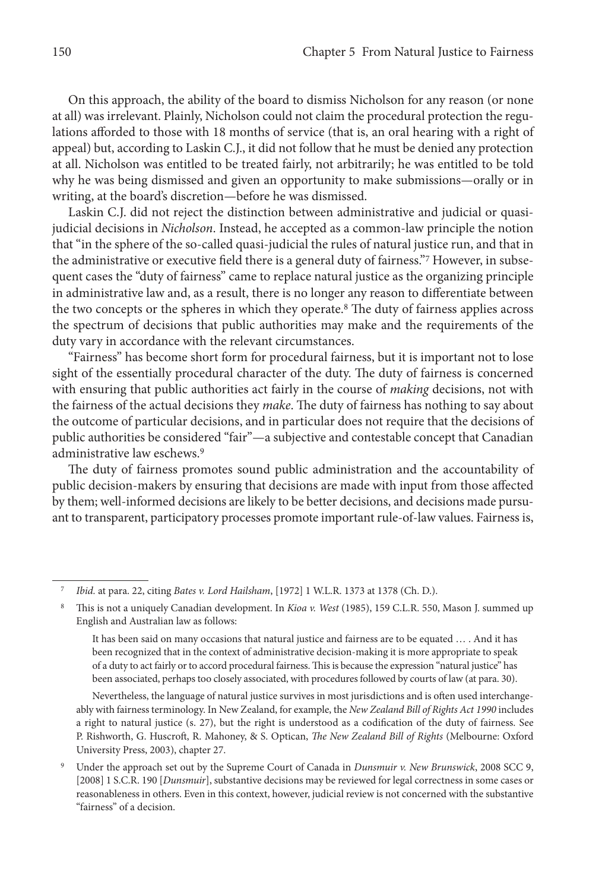On this approach, the ability of the board to dismiss Nicholson for any reason (or none at all) was irrelevant. Plainly, Nicholson could not claim the procedural protection the regulations afforded to those with 18 months of service (that is, an oral hearing with a right of appeal) but, according to Laskin C.J., it did not follow that he must be denied any protection at all. Nicholson was entitled to be treated fairly, not arbitrarily; he was entitled to be told why he was being dismissed and given an opportunity to make submissions—orally or in writing, at the board's discretion—before he was dismissed.

Laskin C.J. did not reject the distinction between administrative and judicial or quasi-judicial decisions in *Nicholson*. Instead, he accepted as a common-law principle the notion that "in the sphere of the so-called quasi-judicial the rules of natural justice run, and that in the administrative or executive field there is a general duty of fairness."[7] However, in subsequent cases the "duty of fairness" came to replace natural justice as the organizing principle in administrative law and, as a result, there is no longer any reason to differentiate between the two concepts or the spheres in which they operate.[8] The duty of fairness applies across the spectrum of decisions that public authorities may make and the requirements of the duty vary in accordance with the relevant circumstances.

"Fairness" has become short form for procedural fairness, but it is important not to lose sight of the essentially procedural character of the duty. The duty of fairness is concerned with ensuring that public authorities act fairly in the course of *making* decisions, not with the fairness of the actual decisions they *make*. The duty of fairness has nothing to say about the outcome of particular decisions, and in particular does not require that the decisions of public authorities be considered "fair"—a subjective and contestable concept that Canadian administrative law eschews.[9]

The duty of fairness promotes sound public administration and the accountability of public decision-makers by ensuring that decisions are made with input from those affected by them; well-informed decisions are likely to be better decisions, and decisions made pursuant to transparent, participatory processes promote important rule-of-law values. Fairness is,

---

[7] *Ibid.* at para. 22, citing *Bates v. Lord Hailsham*, [1972] 1 W.L.R. 1373 at 1378 (Ch. D.).

[8] This is not a uniquely Canadian development. In *Kioa v. West* (1985), 159 C.L.R. 550, Mason J. summed up English and Australian law as follows:

> It has been said on many occasions that natural justice and fairness are to be equated … . And it has been recognized that in the context of administrative decision-making it is more appropriate to speak of a duty to act fairly or to accord procedural fairness. This is because the expression "natural justice" has been associated, perhaps too closely associated, with procedures followed by courts of law (at para. 30).

Nevertheless, the language of natural justice survives in most jurisdictions and is often used interchangeably with fairness terminology. In New Zealand, for example, the *New Zealand Bill of Rights Act 1990* includes a right to natural justice (s. 27), but the right is understood as a codification of the duty of fairness. See P. Rishworth, G. Huscroft, R. Mahoney, & S. Optican, *The New Zealand Bill of Rights* (Melbourne: Oxford University Press, 2003), chapter 27.

[9] Under the approach set out by the Supreme Court of Canada in *Dunsmuir v. New Brunswick*, 2008 SCC 9, [2008] 1 S.C.R. 190 [*Dunsmuir*], substantive decisions may be reviewed for legal correctness in some cases or reasonableness in others. Even in this context, however, judicial review is not concerned with the substantive "fairness" of a decision.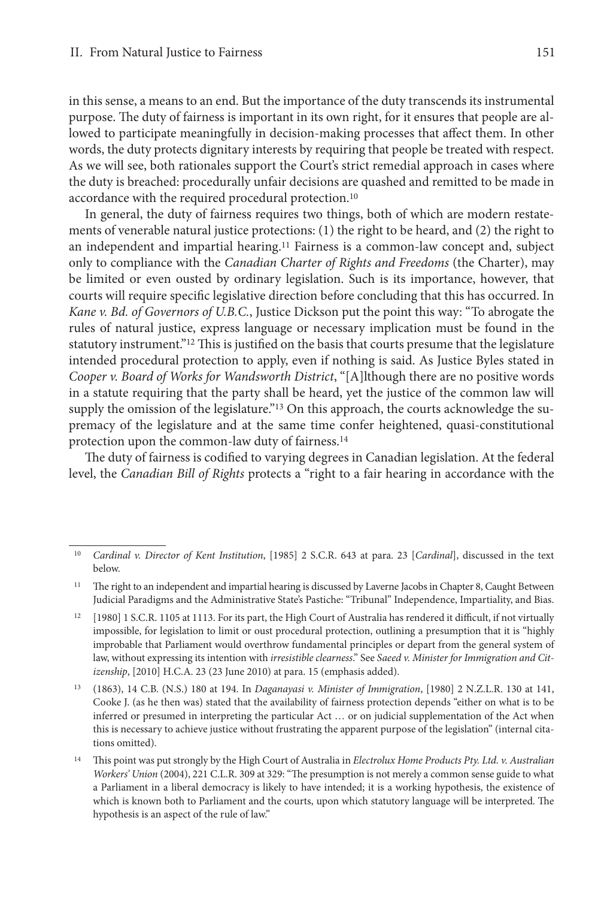in this sense, a means to an end. But the importance of the duty transcends its instrumental purpose. The duty of fairness is important in its own right, for it ensures that people are allowed to participate meaningfully in decision-making processes that affect them. In other words, the duty protects dignitary interests by requiring that people be treated with respect. As we will see, both rationales support the Court's strict remedial approach in cases where the duty is breached: procedurally unfair decisions are quashed and remitted to be made in accordance with the required procedural protection.[10]

In general, the duty of fairness requires two things, both of which are modern restatements of venerable natural justice protections: (1) the right to be heard, and (2) the right to an independent and impartial hearing.[11] Fairness is a common-law concept and, subject only to compliance with the *Canadian Charter of Rights and Freedoms* (the Charter), may be limited or even ousted by ordinary legislation. Such is its importance, however, that courts will require specific legislative direction before concluding that this has occurred. In *Kane v. Bd. of Governors of U.B.C.*, Justice Dickson put the point this way: "To abrogate the rules of natural justice, express language or necessary implication must be found in the statutory instrument."[12] This is justified on the basis that courts presume that the legislature intended procedural protection to apply, even if nothing is said. As Justice Byles stated in *Cooper v. Board of Works for Wandsworth District*, "[A]lthough there are no positive words in a statute requiring that the party shall be heard, yet the justice of the common law will supply the omission of the legislature."[13] On this approach, the courts acknowledge the supremacy of the legislature and at the same time confer heightened, quasi-constitutional protection upon the common-law duty of fairness.[14]

The duty of fairness is codified to varying degrees in Canadian legislation. At the federal level, the *Canadian Bill of Rights* protects a "right to a fair hearing in accordance with the

---

[10] *Cardinal v. Director of Kent Institution*, [1985] 2 S.C.R. 643 at para. 23 [*Cardinal*], discussed in the text below.

[11] The right to an independent and impartial hearing is discussed by Laverne Jacobs in Chapter 8, Caught Between Judicial Paradigms and the Administrative State's Pastiche: "Tribunal" Independence, Impartiality, and Bias.

[12] [1980] 1 S.C.R. 1105 at 1113. For its part, the High Court of Australia has rendered it difficult, if not virtually impossible, for legislation to limit or oust procedural protection, outlining a presumption that it is "highly improbable that Parliament would overthrow fundamental principles or depart from the general system of law, without expressing its intention with *irresistible clearness*." See *Saeed v. Minister for Immigration and Citizenship*, [2010] H.C.A. 23 (23 June 2010) at para. 15 (emphasis added).

[13] (1863), 14 C.B. (N.S.) 180 at 194. In *Daganayasi v. Minister of Immigration*, [1980] 2 N.Z.L.R. 130 at 141, Cooke J. (as he then was) stated that the availability of fairness protection depends "either on what is to be inferred or presumed in interpreting the particular Act … or on judicial supplementation of the Act when this is necessary to achieve justice without frustrating the apparent purpose of the legislation" (internal citations omitted).

[14] This point was put strongly by the High Court of Australia in *Electrolux Home Products Pty. Ltd. v. Australian Workers' Union* (2004), 221 C.L.R. 309 at 329: "The presumption is not merely a common sense guide to what a Parliament in a liberal democracy is likely to have intended; it is a working hypothesis, the existence of which is known both to Parliament and the courts, upon which statutory language will be interpreted. The hypothesis is an aspect of the rule of law."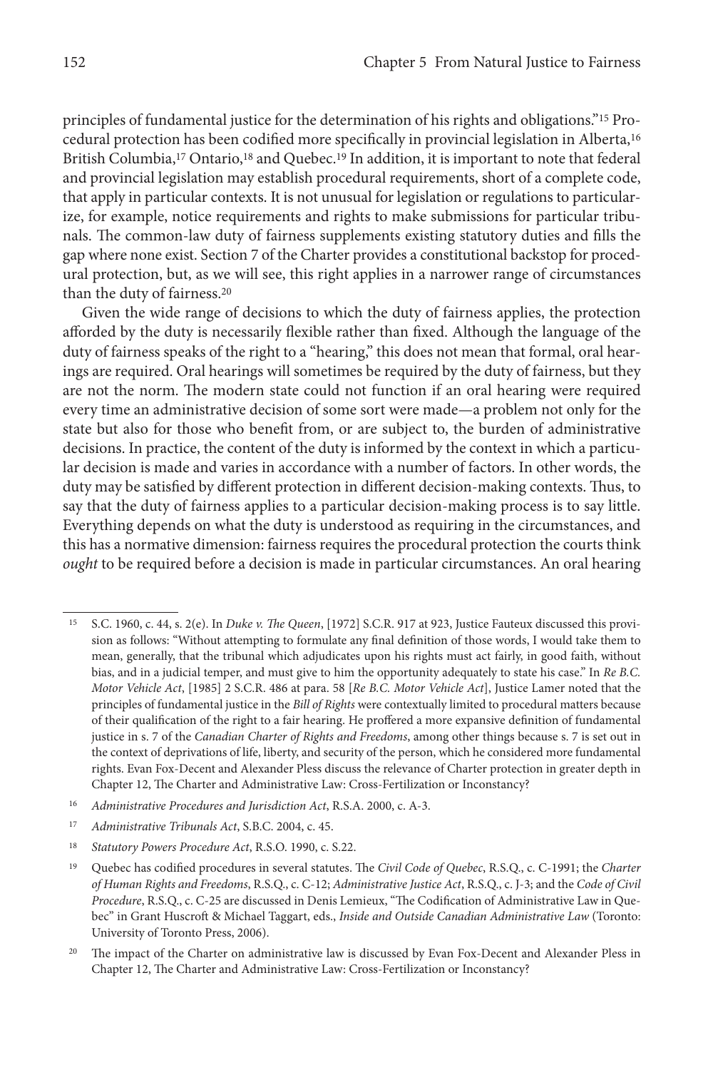principles of fundamental justice for the determination of his rights and obligations."[15] Procedural protection has been codified more specifically in provincial legislation in Alberta,[16] British Columbia,[17] Ontario,[18] and Quebec.[19] In addition, it is important to note that federal and provincial legislation may establish procedural requirements, short of a complete code, that apply in particular contexts. It is not unusual for legislation or regulations to particularize, for example, notice requirements and rights to make submissions for particular tribunals. The common-law duty of fairness supplements existing statutory duties and fills the gap where none exist. Section 7 of the Charter provides a constitutional backstop for procedural protection, but, as we will see, this right applies in a narrower range of circumstances than the duty of fairness.[20]

Given the wide range of decisions to which the duty of fairness applies, the protection afforded by the duty is necessarily flexible rather than fixed. Although the language of the duty of fairness speaks of the right to a "hearing," this does not mean that formal, oral hearings are required. Oral hearings will sometimes be required by the duty of fairness, but they are not the norm. The modern state could not function if an oral hearing were required every time an administrative decision of some sort were made—a problem not only for the state but also for those who benefit from, or are subject to, the burden of administrative decisions. In practice, the content of the duty is informed by the context in which a particular decision is made and varies in accordance with a number of factors. In other words, the duty may be satisfied by different protection in different decision-making contexts. Thus, to say that the duty of fairness applies to a particular decision-making process is to say little. Everything depends on what the duty is understood as requiring in the circumstances, and this has a normative dimension: fairness requires the procedural protection the courts think *ought* to be required before a decision is made in particular circumstances. An oral hearing

---

[15] S.C. 1960, c. 44, s. 2(e). In *Duke v. The Queen*, [1972] S.C.R. 917 at 923, Justice Fauteux discussed this provision as follows: "Without attempting to formulate any final definition of those words, I would take them to mean, generally, that the tribunal which adjudicates upon his rights must act fairly, in good faith, without bias, and in a judicial temper, and must give to him the opportunity adequately to state his case." In *Re B.C. Motor Vehicle Act*, [1985] 2 S.C.R. 486 at para. 58 [*Re B.C. Motor Vehicle Act*], Justice Lamer noted that the principles of fundamental justice in the *Bill of Rights* were contextually limited to procedural matters because of their qualification of the right to a fair hearing. He proffered a more expansive definition of fundamental justice in s. 7 of the *Canadian Charter of Rights and Freedoms*, among other things because s. 7 is set out in the context of deprivations of life, liberty, and security of the person, which he considered more fundamental rights. Evan Fox-Decent and Alexander Pless discuss the relevance of Charter protection in greater depth in Chapter 12, The Charter and Administrative Law: Cross-Fertilization or Inconstancy?

[16] *Administrative Procedures and Jurisdiction Act*, R.S.A. 2000, c. A-3.

[17] *Administrative Tribunals Act*, S.B.C. 2004, c. 45.

[18] *Statutory Powers Procedure Act*, R.S.O. 1990, c. S.22.

[19] Quebec has codified procedures in several statutes. The *Civil Code of Quebec*, R.S.Q., c. C-1991; the *Charter of Human Rights and Freedoms*, R.S.Q., c. C-12; *Administrative Justice Act*, R.S.Q., c. J-3; and the *Code of Civil Procedure*, R.S.Q., c. C-25 are discussed in Denis Lemieux, "The Codification of Administrative Law in Quebec" in Grant Huscroft & Michael Taggart, eds., *Inside and Outside Canadian Administrative Law* (Toronto: University of Toronto Press, 2006).

[20] The impact of the Charter on administrative law is discussed by Evan Fox-Decent and Alexander Pless in Chapter 12, The Charter and Administrative Law: Cross-Fertilization or Inconstancy?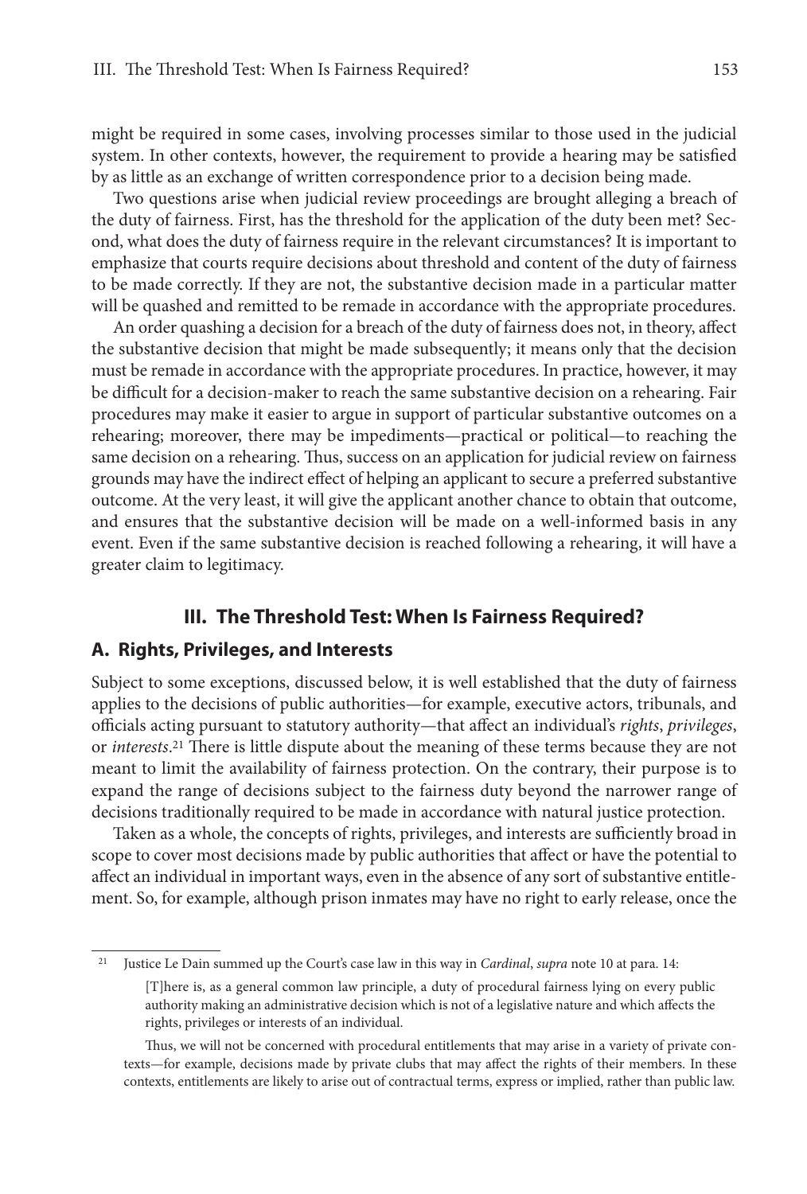might be required in some cases, involving processes similar to those used in the judicial system. In other contexts, however, the requirement to provide a hearing may be satisfied by as little as an exchange of written correspondence prior to a decision being made.

Two questions arise when judicial review proceedings are brought alleging a breach of the duty of fairness. First, has the threshold for the application of the duty been met? Second, what does the duty of fairness require in the relevant circumstances? It is important to emphasize that courts require decisions about threshold and content of the duty of fairness to be made correctly. If they are not, the substantive decision made in a particular matter will be quashed and remitted to be remade in accordance with the appropriate procedures.

An order quashing a decision for a breach of the duty of fairness does not, in theory, affect the substantive decision that might be made subsequently; it means only that the decision must be remade in accordance with the appropriate procedures. In practice, however, it may be difficult for a decision-maker to reach the same substantive decision on a rehearing. Fair procedures may make it easier to argue in support of particular substantive outcomes on a rehearing; moreover, there may be impediments—practical or political—to reaching the same decision on a rehearing. Thus, success on an application for judicial review on fairness grounds may have the indirect effect of helping an applicant to secure a preferred substantive outcome. At the very least, it will give the applicant another chance to obtain that outcome, and ensures that the substantive decision will be made on a well-informed basis in any event. Even if the same substantive decision is reached following a rehearing, it will have a greater claim to legitimacy.

## III. The Threshold Test: When Is Fairness Required?

### A. Rights, Privileges, and Interests

Subject to some exceptions, discussed below, it is well established that the duty of fairness applies to the decisions of public authorities—for example, executive actors, tribunals, and officials acting pursuant to statutory authority—that affect an individual's *rights*, *privileges*, or *interests*.[21] There is little dispute about the meaning of these terms because they are not meant to limit the availability of fairness protection. On the contrary, their purpose is to expand the range of decisions subject to the fairness duty beyond the narrower range of decisions traditionally required to be made in accordance with natural justice protection.

Taken as a whole, the concepts of rights, privileges, and interests are sufficiently broad in scope to cover most decisions made by public authorities that affect or have the potential to affect an individual in important ways, even in the absence of any sort of substantive entitlement. So, for example, although prison inmates may have no right to early release, once the

---

[21] Justice Le Dain summed up the Court's case law in this way in *Cardinal*, *supra* note 10 at para. 14:

> [T]here is, as a general common law principle, a duty of procedural fairness lying on every public authority making an administrative decision which is not of a legislative nature and which affects the rights, privileges or interests of an individual.

Thus, we will not be concerned with procedural entitlements that may arise in a variety of private contexts—for example, decisions made by private clubs that may affect the rights of their members. In these contexts, entitlements are likely to arise out of contractual terms, express or implied, rather than public law.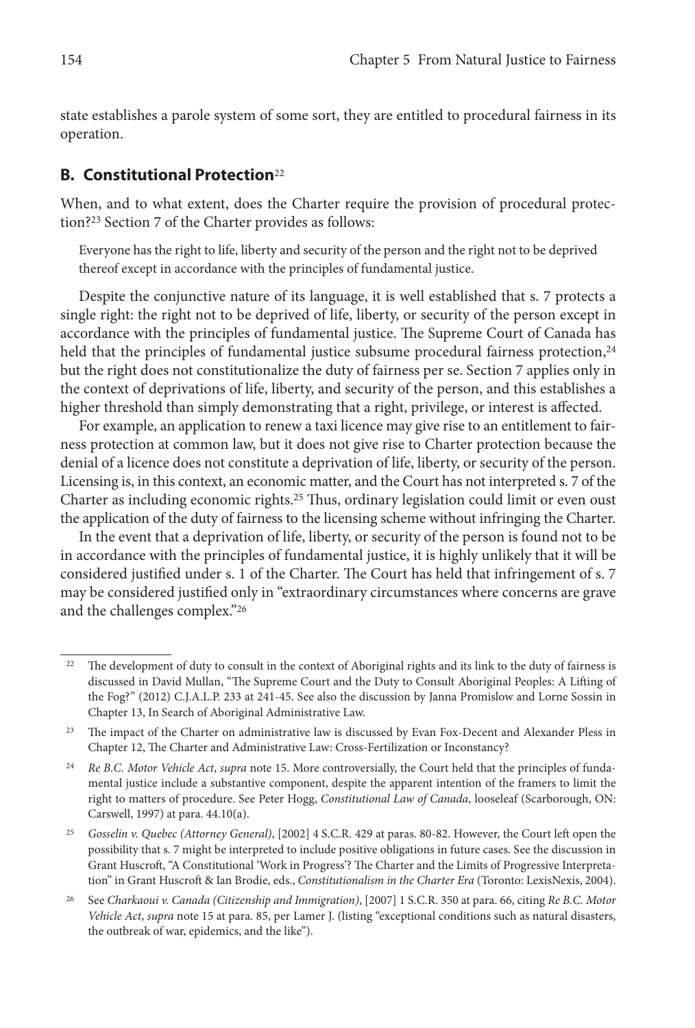state establishes a parole system of some sort, they are entitled to procedural fairness in its operation.

## B. Constitutional Protection[22]

When, and to what extent, does the Charter require the provision of procedural protection?[23] Section 7 of the Charter provides as follows:

> Everyone has the right to life, liberty and security of the person and the right not to be deprived thereof except in accordance with the principles of fundamental justice.

Despite the conjunctive nature of its language, it is well established that s. 7 protects a single right: the right not to be deprived of life, liberty, or security of the person except in accordance with the principles of fundamental justice. The Supreme Court of Canada has held that the principles of fundamental justice subsume procedural fairness protection,[24] but the right does not constitutionalize the duty of fairness per se. Section 7 applies only in the context of deprivations of life, liberty, and security of the person, and this establishes a higher threshold than simply demonstrating that a right, privilege, or interest is affected.

For example, an application to renew a taxi licence may give rise to an entitlement to fairness protection at common law, but it does not give rise to Charter protection because the denial of a licence does not constitute a deprivation of life, liberty, or security of the person. Licensing is, in this context, an economic matter, and the Court has not interpreted s. 7 of the Charter as including economic rights.[25] Thus, ordinary legislation could limit or even oust the application of the duty of fairness to the licensing scheme without infringing the Charter.

In the event that a deprivation of life, liberty, or security of the person is found not to be in accordance with the principles of fundamental justice, it is highly unlikely that it will be considered justified under s. 1 of the Charter. The Court has held that infringement of s. 7 may be considered justified only in "extraordinary circumstances where concerns are grave and the challenges complex."[26]

---

[22] The development of duty to consult in the context of Aboriginal rights and its link to the duty of fairness is discussed in David Mullan, "The Supreme Court and the Duty to Consult Aboriginal Peoples: A Lifting of the Fog?" (2012) C.J.A.L.P. 233 at 241-45. See also the discussion by Janna Promislow and Lorne Sossin in Chapter 13, In Search of Aboriginal Administrative Law.

[23] The impact of the Charter on administrative law is discussed by Evan Fox-Decent and Alexander Pless in Chapter 12, The Charter and Administrative Law: Cross-Fertilization or Inconstancy?

[24] *Re B.C. Motor Vehicle Act*, *supra* note 15. More controversially, the Court held that the principles of fundamental justice include a substantive component, despite the apparent intention of the framers to limit the right to matters of procedure. See Peter Hogg, *Constitutional Law of Canada*, looseleaf (Scarborough, ON: Carswell, 1997) at para. 44.10(a).

[25] *Gosselin v. Quebec (Attorney General)*, [2002] 4 S.C.R. 429 at paras. 80-82. However, the Court left open the possibility that s. 7 might be interpreted to include positive obligations in future cases. See the discussion in Grant Huscroft, "A Constitutional 'Work in Progress'? The Charter and the Limits of Progressive Interpretation" in Grant Huscroft & Ian Brodie, eds., *Constitutionalism in the Charter Era* (Toronto: LexisNexis, 2004).

[26] See *Charkaoui v. Canada (Citizenship and Immigration)*, [2007] 1 S.C.R. 350 at para. 66, citing *Re B.C. Motor Vehicle Act*, *supra* note 15 at para. 85, per Lamer J. (listing "exceptional conditions such as natural disasters, the outbreak of war, epidemics, and the like").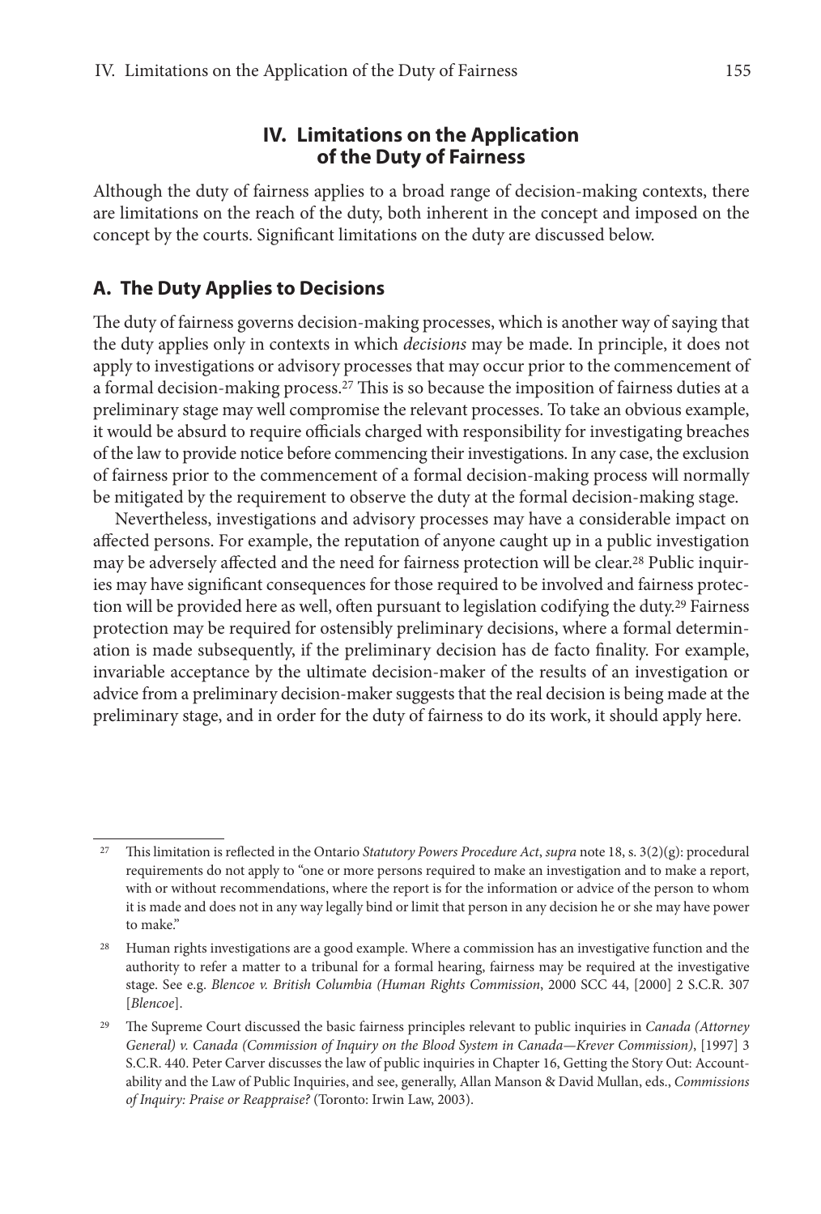## IV. Limitations on the Application of the Duty of Fairness

Although the duty of fairness applies to a broad range of decision-making contexts, there are limitations on the reach of the duty, both inherent in the concept and imposed on the concept by the courts. Significant limitations on the duty are discussed below.

### A. The Duty Applies to Decisions

The duty of fairness governs decision-making processes, which is another way of saying that the duty applies only in contexts in which *decisions* may be made. In principle, it does not apply to investigations or advisory processes that may occur prior to the commencement of a formal decision-making process.[27] This is so because the imposition of fairness duties at a preliminary stage may well compromise the relevant processes. To take an obvious example, it would be absurd to require officials charged with responsibility for investigating breaches of the law to provide notice before commencing their investigations. In any case, the exclusion of fairness prior to the commencement of a formal decision-making process will normally be mitigated by the requirement to observe the duty at the formal decision-making stage.

Nevertheless, investigations and advisory processes may have a considerable impact on affected persons. For example, the reputation of anyone caught up in a public investigation may be adversely affected and the need for fairness protection will be clear.[28] Public inquiries may have significant consequences for those required to be involved and fairness protection will be provided here as well, often pursuant to legislation codifying the duty.[29] Fairness protection may be required for ostensibly preliminary decisions, where a formal determination is made subsequently, if the preliminary decision has de facto finality. For example, invariable acceptance by the ultimate decision-maker of the results of an investigation or advice from a preliminary decision-maker suggests that the real decision is being made at the preliminary stage, and in order for the duty of fairness to do its work, it should apply here.

---

[27] This limitation is reflected in the Ontario *Statutory Powers Procedure Act*, *supra* note 18, s. 3(2)(g): procedural requirements do not apply to "one or more persons required to make an investigation and to make a report, with or without recommendations, where the report is for the information or advice of the person to whom it is made and does not in any way legally bind or limit that person in any decision he or she may have power to make."

[28] Human rights investigations are a good example. Where a commission has an investigative function and the authority to refer a matter to a tribunal for a formal hearing, fairness may be required at the investigative stage. See e.g. *Blencoe v. British Columbia (Human Rights Commission*, 2000 SCC 44, [2000] 2 S.C.R. 307 [*Blencoe*].

[29] The Supreme Court discussed the basic fairness principles relevant to public inquiries in *Canada (Attorney General) v. Canada (Commission of Inquiry on the Blood System in Canada—Krever Commission)*, [1997] 3 S.C.R. 440. Peter Carver discusses the law of public inquiries in Chapter 16, Getting the Story Out: Accountability and the Law of Public Inquiries, and see, generally, Allan Manson & David Mullan, eds., *Commissions of Inquiry: Praise or Reappraise?* (Toronto: Irwin Law, 2003).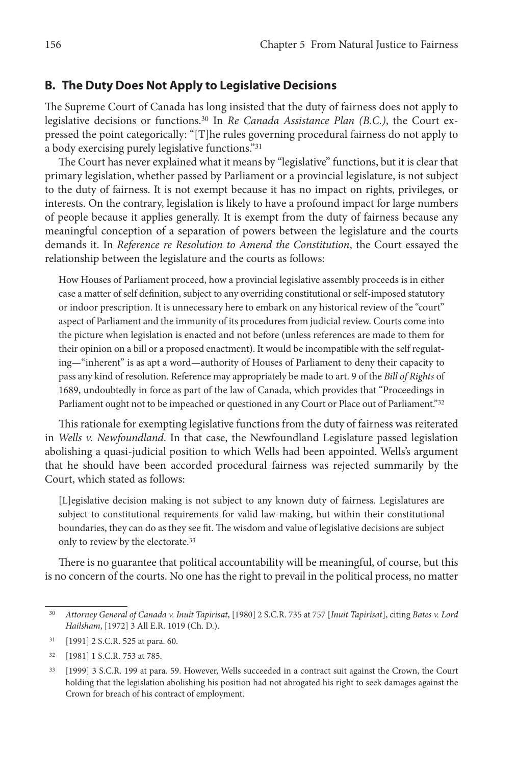## B. The Duty Does Not Apply to Legislative Decisions

The Supreme Court of Canada has long insisted that the duty of fairness does not apply to legislative decisions or functions.[30] In *Re Canada Assistance Plan (B.C.)*, the Court expressed the point categorically: "[T]he rules governing procedural fairness do not apply to a body exercising purely legislative functions."[31]

The Court has never explained what it means by "legislative" functions, but it is clear that primary legislation, whether passed by Parliament or a provincial legislature, is not subject to the duty of fairness. It is not exempt because it has no impact on rights, privileges, or interests. On the contrary, legislation is likely to have a profound impact for large numbers of people because it applies generally. It is exempt from the duty of fairness because any meaningful conception of a separation of powers between the legislature and the courts demands it. In *Reference re Resolution to Amend the Constitution*, the Court essayed the relationship between the legislature and the courts as follows:

> How Houses of Parliament proceed, how a provincial legislative assembly proceeds is in either case a matter of self definition, subject to any overriding constitutional or self-imposed statutory or indoor prescription. It is unnecessary here to embark on any historical review of the "court" aspect of Parliament and the immunity of its procedures from judicial review. Courts come into the picture when legislation is enacted and not before (unless references are made to them for their opinion on a bill or a proposed enactment). It would be incompatible with the self regulating—"inherent" is as apt a word—authority of Houses of Parliament to deny their capacity to pass any kind of resolution. Reference may appropriately be made to art. 9 of the *Bill of Rights* of 1689, undoubtedly in force as part of the law of Canada, which provides that "Proceedings in Parliament ought not to be impeached or questioned in any Court or Place out of Parliament."[32]

This rationale for exempting legislative functions from the duty of fairness was reiterated in *Wells v. Newfoundland*. In that case, the Newfoundland Legislature passed legislation abolishing a quasi-judicial position to which Wells had been appointed. Wells's argument that he should have been accorded procedural fairness was rejected summarily by the Court, which stated as follows:

> [L]egislative decision making is not subject to any known duty of fairness. Legislatures are subject to constitutional requirements for valid law-making, but within their constitutional boundaries, they can do as they see fit. The wisdom and value of legislative decisions are subject only to review by the electorate.[33]

There is no guarantee that political accountability will be meaningful, of course, but this is no concern of the courts. No one has the right to prevail in the political process, no matter

---

[30] *Attorney General of Canada v. Inuit Tapirisat*, [1980] 2 S.C.R. 735 at 757 [*Inuit Tapirisat*], citing *Bates v. Lord Hailsham*, [1972] 3 All E.R. 1019 (Ch. D.).

[31] [1991] 2 S.C.R. 525 at para. 60.

[32] [1981] 1 S.C.R. 753 at 785.

[33] [1999] 3 S.C.R. 199 at para. 59. However, Wells succeeded in a contract suit against the Crown, the Court holding that the legislation abolishing his position had not abrogated his right to seek damages against the Crown for breach of his contract of employment.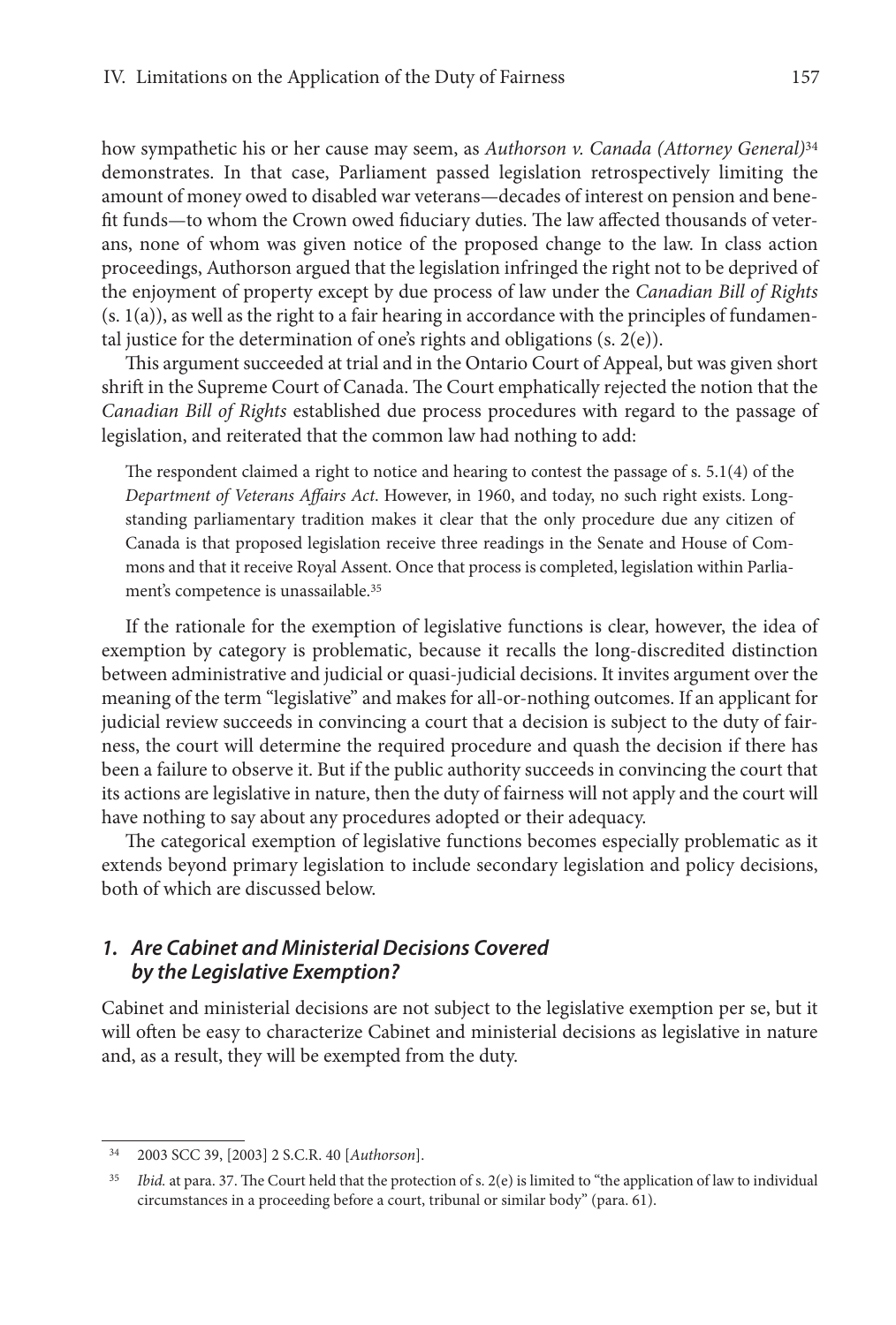how sympathetic his or her cause may seem, as *Authorson v. Canada (Attorney General)*[34] demonstrates. In that case, Parliament passed legislation retrospectively limiting the amount of money owed to disabled war veterans—decades of interest on pension and benefit funds—to whom the Crown owed fiduciary duties. The law affected thousands of veterans, none of whom was given notice of the proposed change to the law. In class action proceedings, Authorson argued that the legislation infringed the right not to be deprived of the enjoyment of property except by due process of law under the *Canadian Bill of Rights* (s. 1(a)), as well as the right to a fair hearing in accordance with the principles of fundamental justice for the determination of one's rights and obligations (s. 2(e)).

This argument succeeded at trial and in the Ontario Court of Appeal, but was given short shrift in the Supreme Court of Canada. The Court emphatically rejected the notion that the *Canadian Bill of Rights* established due process procedures with regard to the passage of legislation, and reiterated that the common law had nothing to add:

> The respondent claimed a right to notice and hearing to contest the passage of s. 5.1(4) of the *Department of Veterans Affairs Act*. However, in 1960, and today, no such right exists. Long-standing parliamentary tradition makes it clear that the only procedure due any citizen of Canada is that proposed legislation receive three readings in the Senate and House of Commons and that it receive Royal Assent. Once that process is completed, legislation within Parliament's competence is unassailable.[35]

If the rationale for the exemption of legislative functions is clear, however, the idea of exemption by category is problematic, because it recalls the long-discredited distinction between administrative and judicial or quasi-judicial decisions. It invites argument over the meaning of the term "legislative" and makes for all-or-nothing outcomes. If an applicant for judicial review succeeds in convincing a court that a decision is subject to the duty of fairness, the court will determine the required procedure and quash the decision if there has been a failure to observe it. But if the public authority succeeds in convincing the court that its actions are legislative in nature, then the duty of fairness will not apply and the court will have nothing to say about any procedures adopted or their adequacy.

The categorical exemption of legislative functions becomes especially problematic as it extends beyond primary legislation to include secondary legislation and policy decisions, both of which are discussed below.

### *1. Are Cabinet and Ministerial Decisions Covered by the Legislative Exemption?*

Cabinet and ministerial decisions are not subject to the legislative exemption per se, but it will often be easy to characterize Cabinet and ministerial decisions as legislative in nature and, as a result, they will be exempted from the duty.

---

[34] 2003 SCC 39, [2003] 2 S.C.R. 40 [*Authorson*].

[35] *Ibid.* at para. 37. The Court held that the protection of s. 2(e) is limited to "the application of law to individual circumstances in a proceeding before a court, tribunal or similar body" (para. 61).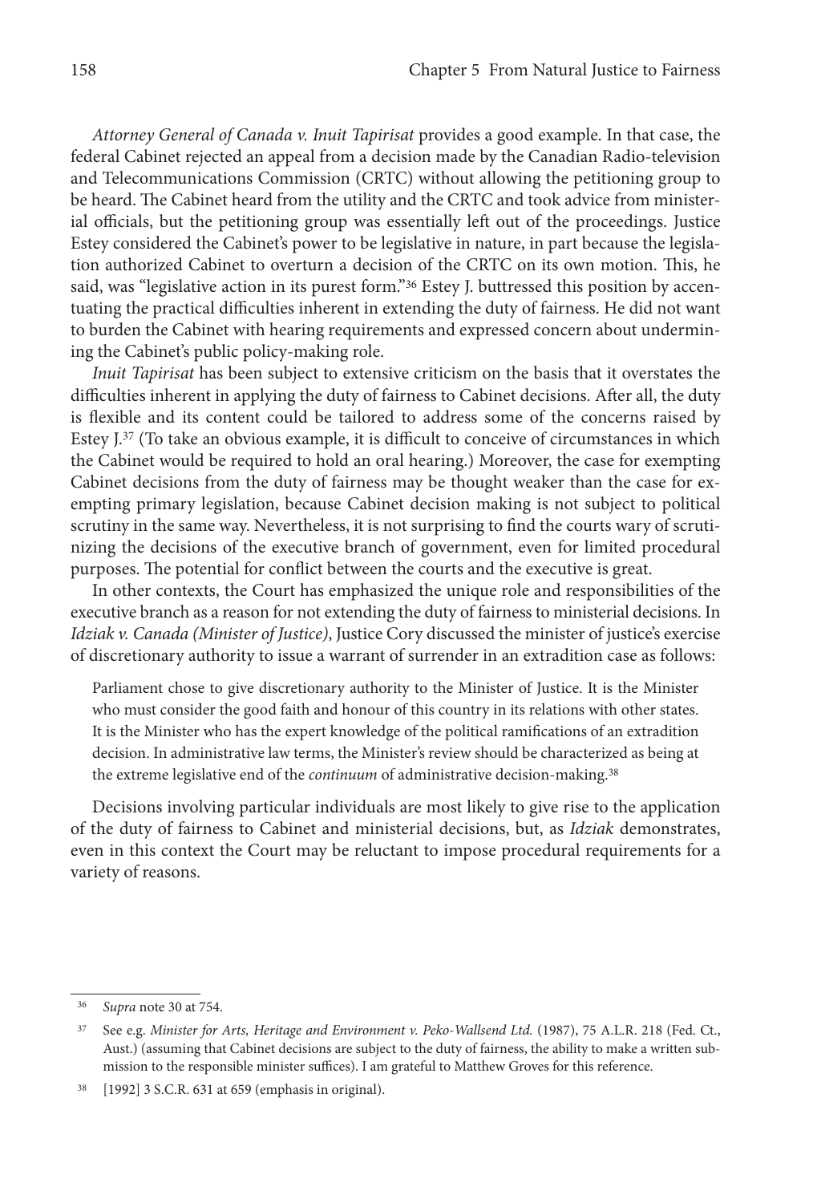*Attorney General of Canada v. Inuit Tapirisat* provides a good example. In that case, the federal Cabinet rejected an appeal from a decision made by the Canadian Radio-television and Telecommunications Commission (CRTC) without allowing the petitioning group to be heard. The Cabinet heard from the utility and the CRTC and took advice from ministerial officials, but the petitioning group was essentially left out of the proceedings. Justice Estey considered the Cabinet's power to be legislative in nature, in part because the legislation authorized Cabinet to overturn a decision of the CRTC on its own motion. This, he said, was "legislative action in its purest form."[36] Estey J. buttressed this position by accentuating the practical difficulties inherent in extending the duty of fairness. He did not want to burden the Cabinet with hearing requirements and expressed concern about undermining the Cabinet's public policy-making role.

*Inuit Tapirisat* has been subject to extensive criticism on the basis that it overstates the difficulties inherent in applying the duty of fairness to Cabinet decisions. After all, the duty is flexible and its content could be tailored to address some of the concerns raised by Estey J.[37] (To take an obvious example, it is difficult to conceive of circumstances in which the Cabinet would be required to hold an oral hearing.) Moreover, the case for exempting Cabinet decisions from the duty of fairness may be thought weaker than the case for exempting primary legislation, because Cabinet decision making is not subject to political scrutiny in the same way. Nevertheless, it is not surprising to find the courts wary of scrutinizing the decisions of the executive branch of government, even for limited procedural purposes. The potential for conflict between the courts and the executive is great.

In other contexts, the Court has emphasized the unique role and responsibilities of the executive branch as a reason for not extending the duty of fairness to ministerial decisions. In *Idziak v. Canada (Minister of Justice)*, Justice Cory discussed the minister of justice's exercise of discretionary authority to issue a warrant of surrender in an extradition case as follows:

> Parliament chose to give discretionary authority to the Minister of Justice. It is the Minister who must consider the good faith and honour of this country in its relations with other states. It is the Minister who has the expert knowledge of the political ramifications of an extradition decision. In administrative law terms, the Minister's review should be characterized as being at the extreme legislative end of the *continuum* of administrative decision-making.[38]

Decisions involving particular individuals are most likely to give rise to the application of the duty of fairness to Cabinet and ministerial decisions, but, as *Idziak* demonstrates, even in this context the Court may be reluctant to impose procedural requirements for a variety of reasons.

---

[36] *Supra* note 30 at 754.

[37] See e.g. *Minister for Arts, Heritage and Environment v. Peko-Wallsend Ltd.* (1987), 75 A.L.R. 218 (Fed. Ct., Aust.) (assuming that Cabinet decisions are subject to the duty of fairness, the ability to make a written submission to the responsible minister suffices). I am grateful to Matthew Groves for this reference.

[38] [1992] 3 S.C.R. 631 at 659 (emphasis in original).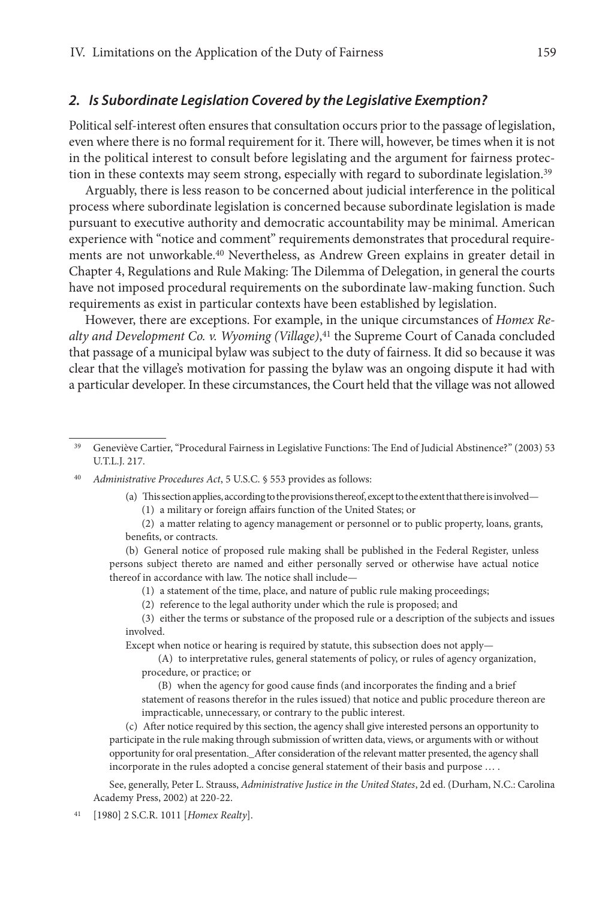## *2. Is Subordinate Legislation Covered by the Legislative Exemption?*

Political self-interest often ensures that consultation occurs prior to the passage of legislation, even where there is no formal requirement for it. There will, however, be times when it is not in the political interest to consult before legislating and the argument for fairness protection in these contexts may seem strong, especially with regard to subordinate legislation.[39]

Arguably, there is less reason to be concerned about judicial interference in the political process where subordinate legislation is concerned because subordinate legislation is made pursuant to executive authority and democratic accountability may be minimal. American experience with "notice and comment" requirements demonstrates that procedural requirements are not unworkable.[40] Nevertheless, as Andrew Green explains in greater detail in Chapter 4, Regulations and Rule Making: The Dilemma of Delegation, in general the courts have not imposed procedural requirements on the subordinate law-making function. Such requirements as exist in particular contexts have been established by legislation.

However, there are exceptions. For example, in the unique circumstances of *Homex Realty and Development Co. v. Wyoming (Village)*,[41] the Supreme Court of Canada concluded that passage of a municipal bylaw was subject to the duty of fairness. It did so because it was clear that the village's motivation for passing the bylaw was an ongoing dispute it had with a particular developer. In these circumstances, the Court held that the village was not allowed

---

[39] Geneviève Cartier, "Procedural Fairness in Legislative Functions: The End of Judicial Abstinence?" (2003) 53 U.T.L.J. 217.

[40] *Administrative Procedures Act*, 5 U.S.C. § 553 provides as follows:

> (a) This section applies, according to the provisions thereof, except to the extent that there is involved—
>
> (1) a military or foreign affairs function of the United States; or
>
> (2) a matter relating to agency management or personnel or to public property, loans, grants, benefits, or contracts.
>
> (b) General notice of proposed rule making shall be published in the Federal Register, unless persons subject thereto are named and either personally served or otherwise have actual notice thereof in accordance with law. The notice shall include—
>
> (1) a statement of the time, place, and nature of public rule making proceedings;
>
> (2) reference to the legal authority under which the rule is proposed; and
>
> (3) either the terms or substance of the proposed rule or a description of the subjects and issues involved.
>
> Except when notice or hearing is required by statute, this subsection does not apply—
>
> (A) to interpretative rules, general statements of policy, or rules of agency organization, procedure, or practice; or
>
> (B) when the agency for good cause finds (and incorporates the finding and a brief statement of reasons therefor in the rules issued) that notice and public procedure thereon are impracticable, unnecessary, or contrary to the public interest.
>
> (c) After notice required by this section, the agency shall give interested persons an opportunity to participate in the rule making through submission of written data, views, or arguments with or without opportunity for oral presentation._After consideration of the relevant matter presented, the agency shall incorporate in the rules adopted a concise general statement of their basis and purpose … .

See, generally, Peter L. Strauss, *Administrative Justice in the United States*, 2d ed. (Durham, N.C.: Carolina Academy Press, 2002) at 220-22.

[41] [1980] 2 S.C.R. 1011 [*Homex Realty*].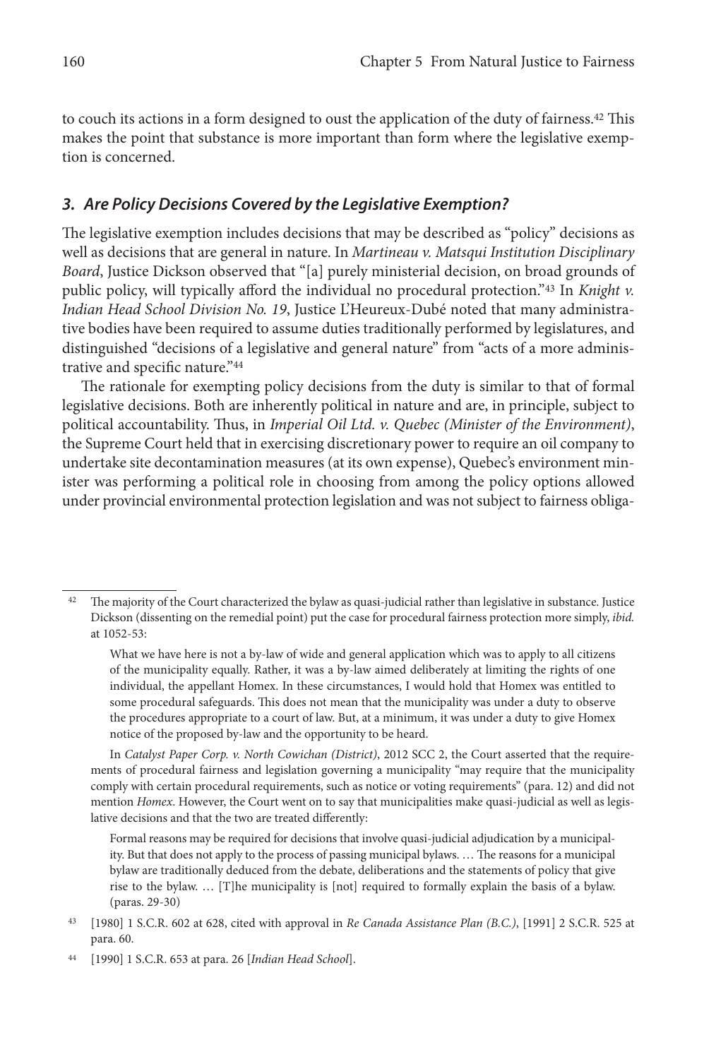to couch its actions in a form designed to oust the application of the duty of fairness.[42] This makes the point that substance is more important than form where the legislative exemption is concerned.

### *3. Are Policy Decisions Covered by the Legislative Exemption?*

The legislative exemption includes decisions that may be described as "policy" decisions as well as decisions that are general in nature. In *Martineau v. Matsqui Institution Disciplinary Board*, Justice Dickson observed that "[a] purely ministerial decision, on broad grounds of public policy, will typically afford the individual no procedural protection."[43] In *Knight v. Indian Head School Division No. 19*, Justice L'Heureux-Dubé noted that many administrative bodies have been required to assume duties traditionally performed by legislatures, and distinguished "decisions of a legislative and general nature" from "acts of a more administrative and specific nature."[44]

The rationale for exempting policy decisions from the duty is similar to that of formal legislative decisions. Both are inherently political in nature and are, in principle, subject to political accountability. Thus, in *Imperial Oil Ltd. v. Quebec (Minister of the Environment)*, the Supreme Court held that in exercising discretionary power to require an oil company to undertake site decontamination measures (at its own expense), Quebec's environment minister was performing a political role in choosing from among the policy options allowed under provincial environmental protection legislation and was not subject to fairness obliga-

---

[42] The majority of the Court characterized the bylaw as quasi-judicial rather than legislative in substance. Justice Dickson (dissenting on the remedial point) put the case for procedural fairness protection more simply, *ibid.* at 1052-53:

> What we have here is not a by-law of wide and general application which was to apply to all citizens of the municipality equally. Rather, it was a by-law aimed deliberately at limiting the rights of one individual, the appellant Homex. In these circumstances, I would hold that Homex was entitled to some procedural safeguards. This does not mean that the municipality was under a duty to observe the procedures appropriate to a court of law. But, at a minimum, it was under a duty to give Homex notice of the proposed by-law and the opportunity to be heard.

In *Catalyst Paper Corp. v. North Cowichan (District)*, 2012 SCC 2, the Court asserted that the requirements of procedural fairness and legislation governing a municipality "may require that the municipality comply with certain procedural requirements, such as notice or voting requirements" (para. 12) and did not mention *Homex*. However, the Court went on to say that municipalities make quasi-judicial as well as legislative decisions and that the two are treated differently:

> Formal reasons may be required for decisions that involve quasi-judicial adjudication by a municipality. But that does not apply to the process of passing municipal bylaws. … The reasons for a municipal bylaw are traditionally deduced from the debate, deliberations and the statements of policy that give rise to the bylaw. … [T]he municipality is [not] required to formally explain the basis of a bylaw. (paras. 29-30)

[43] [1980] 1 S.C.R. 602 at 628, cited with approval in *Re Canada Assistance Plan (B.C.)*, [1991] 2 S.C.R. 525 at para. 60.

[44] [1990] 1 S.C.R. 653 at para. 26 [*Indian Head School*].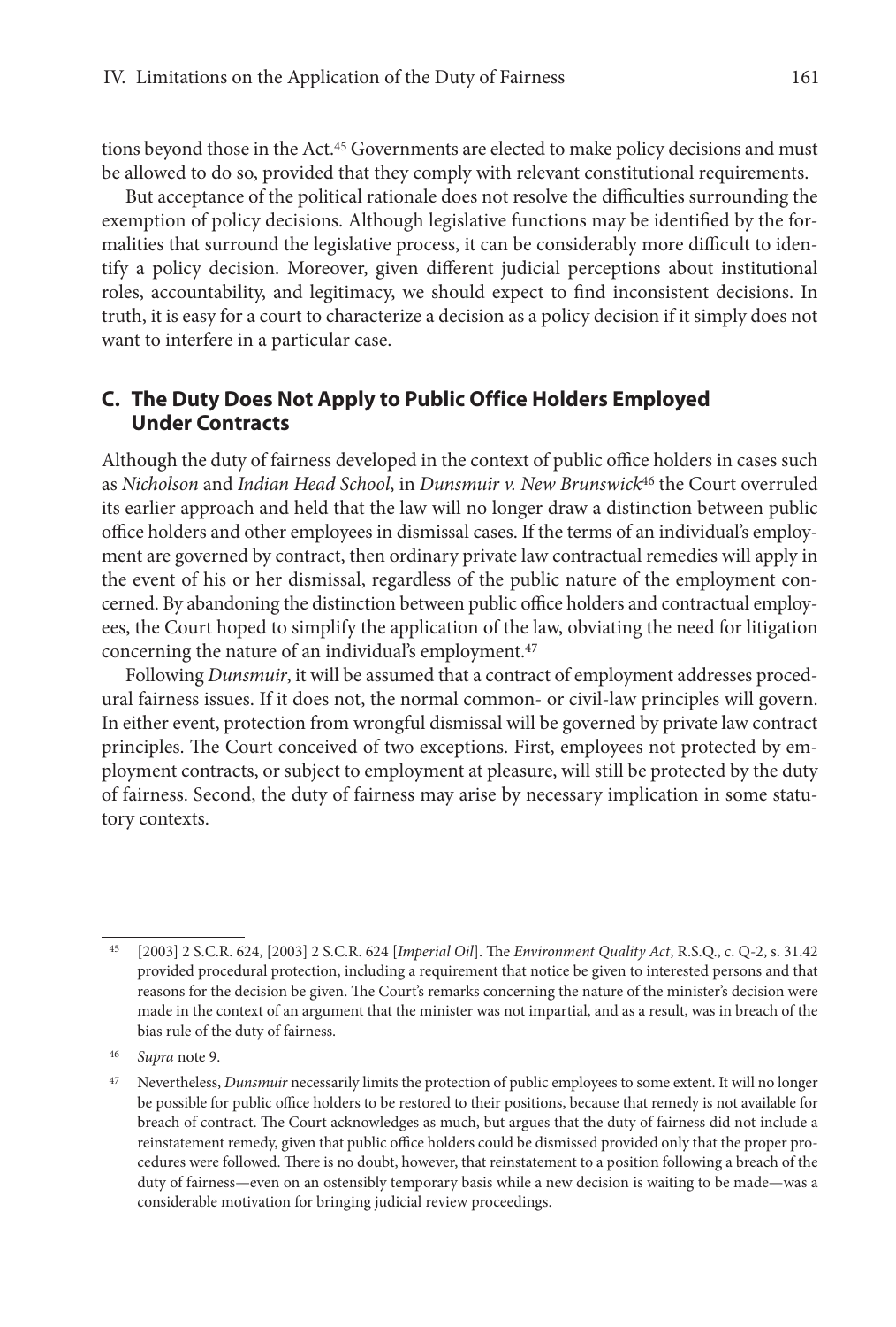tions beyond those in the Act.[45] Governments are elected to make policy decisions and must be allowed to do so, provided that they comply with relevant constitutional requirements.

But acceptance of the political rationale does not resolve the difficulties surrounding the exemption of policy decisions. Although legislative functions may be identified by the formalities that surround the legislative process, it can be considerably more difficult to identify a policy decision. Moreover, given different judicial perceptions about institutional roles, accountability, and legitimacy, we should expect to find inconsistent decisions. In truth, it is easy for a court to characterize a decision as a policy decision if it simply does not want to interfere in a particular case.

## C. The Duty Does Not Apply to Public Office Holders Employed Under Contracts

Although the duty of fairness developed in the context of public office holders in cases such as *Nicholson* and *Indian Head School*, in *Dunsmuir v. New Brunswick*[46] the Court overruled its earlier approach and held that the law will no longer draw a distinction between public office holders and other employees in dismissal cases. If the terms of an individual's employment are governed by contract, then ordinary private law contractual remedies will apply in the event of his or her dismissal, regardless of the public nature of the employment concerned. By abandoning the distinction between public office holders and contractual employees, the Court hoped to simplify the application of the law, obviating the need for litigation concerning the nature of an individual's employment.[47]

Following *Dunsmuir*, it will be assumed that a contract of employment addresses procedural fairness issues. If it does not, the normal common- or civil-law principles will govern. In either event, protection from wrongful dismissal will be governed by private law contract principles. The Court conceived of two exceptions. First, employees not protected by employment contracts, or subject to employment at pleasure, will still be protected by the duty of fairness. Second, the duty of fairness may arise by necessary implication in some statutory contexts.

---

[45] [2003] 2 S.C.R. 624, [2003] 2 S.C.R. 624 [*Imperial Oil*]. The *Environment Quality Act*, R.S.Q., c. Q-2, s. 31.42 provided procedural protection, including a requirement that notice be given to interested persons and that reasons for the decision be given. The Court's remarks concerning the nature of the minister's decision were made in the context of an argument that the minister was not impartial, and as a result, was in breach of the bias rule of the duty of fairness.

[46] *Supra* note 9.

[47] Nevertheless, *Dunsmuir* necessarily limits the protection of public employees to some extent. It will no longer be possible for public office holders to be restored to their positions, because that remedy is not available for breach of contract. The Court acknowledges as much, but argues that the duty of fairness did not include a reinstatement remedy, given that public office holders could be dismissed provided only that the proper procedures were followed. There is no doubt, however, that reinstatement to a position following a breach of the duty of fairness—even on an ostensibly temporary basis while a new decision is waiting to be made—was a considerable motivation for bringing judicial review proceedings.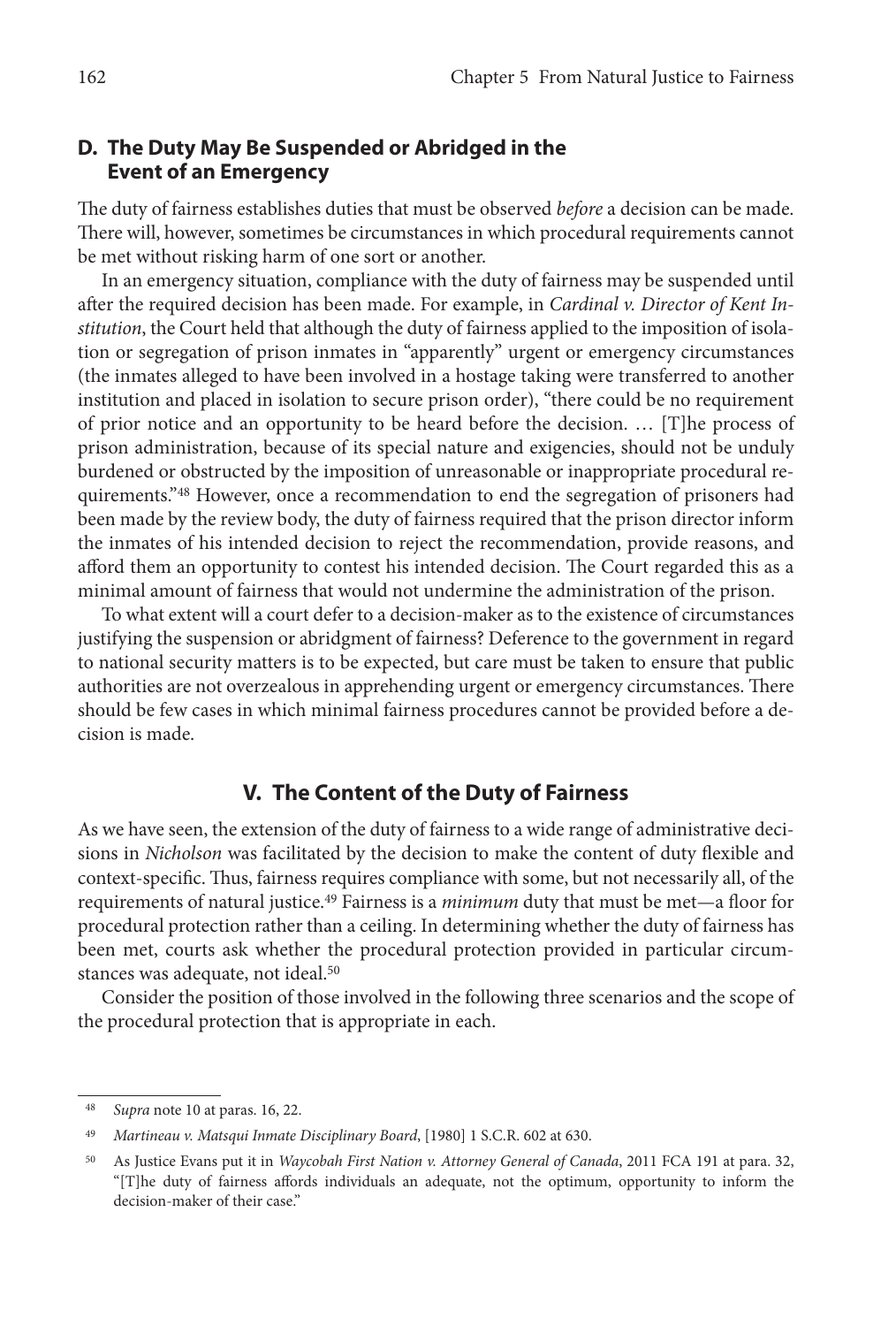### D. The Duty May Be Suspended or Abridged in the Event of an Emergency

The duty of fairness establishes duties that must be observed *before* a decision can be made. There will, however, sometimes be circumstances in which procedural requirements cannot be met without risking harm of one sort or another.

In an emergency situation, compliance with the duty of fairness may be suspended until after the required decision has been made. For example, in *Cardinal v. Director of Kent Institution*, the Court held that although the duty of fairness applied to the imposition of isolation or segregation of prison inmates in "apparently" urgent or emergency circumstances (the inmates alleged to have been involved in a hostage taking were transferred to another institution and placed in isolation to secure prison order), "there could be no requirement of prior notice and an opportunity to be heard before the decision. … [T]he process of prison administration, because of its special nature and exigencies, should not be unduly burdened or obstructed by the imposition of unreasonable or inappropriate procedural requirements."[48] However, once a recommendation to end the segregation of prisoners had been made by the review body, the duty of fairness required that the prison director inform the inmates of his intended decision to reject the recommendation, provide reasons, and afford them an opportunity to contest his intended decision. The Court regarded this as a minimal amount of fairness that would not undermine the administration of the prison.

To what extent will a court defer to a decision-maker as to the existence of circumstances justifying the suspension or abridgment of fairness? Deference to the government in regard to national security matters is to be expected, but care must be taken to ensure that public authorities are not overzealous in apprehending urgent or emergency circumstances. There should be few cases in which minimal fairness procedures cannot be provided before a decision is made.

## V. The Content of the Duty of Fairness

As we have seen, the extension of the duty of fairness to a wide range of administrative decisions in *Nicholson* was facilitated by the decision to make the content of duty flexible and context-specific. Thus, fairness requires compliance with some, but not necessarily all, of the requirements of natural justice.[49] Fairness is a *minimum* duty that must be met—a floor for procedural protection rather than a ceiling. In determining whether the duty of fairness has been met, courts ask whether the procedural protection provided in particular circumstances was adequate, not ideal.[50]

Consider the position of those involved in the following three scenarios and the scope of the procedural protection that is appropriate in each.

---

[48] *Supra* note 10 at paras. 16, 22.

[49] *Martineau v. Matsqui Inmate Disciplinary Board*, [1980] 1 S.C.R. 602 at 630.

[50] As Justice Evans put it in *Waycobah First Nation v. Attorney General of Canada*, 2011 FCA 191 at para. 32, "[T]he duty of fairness affords individuals an adequate, not the optimum, opportunity to inform the decision-maker of their case."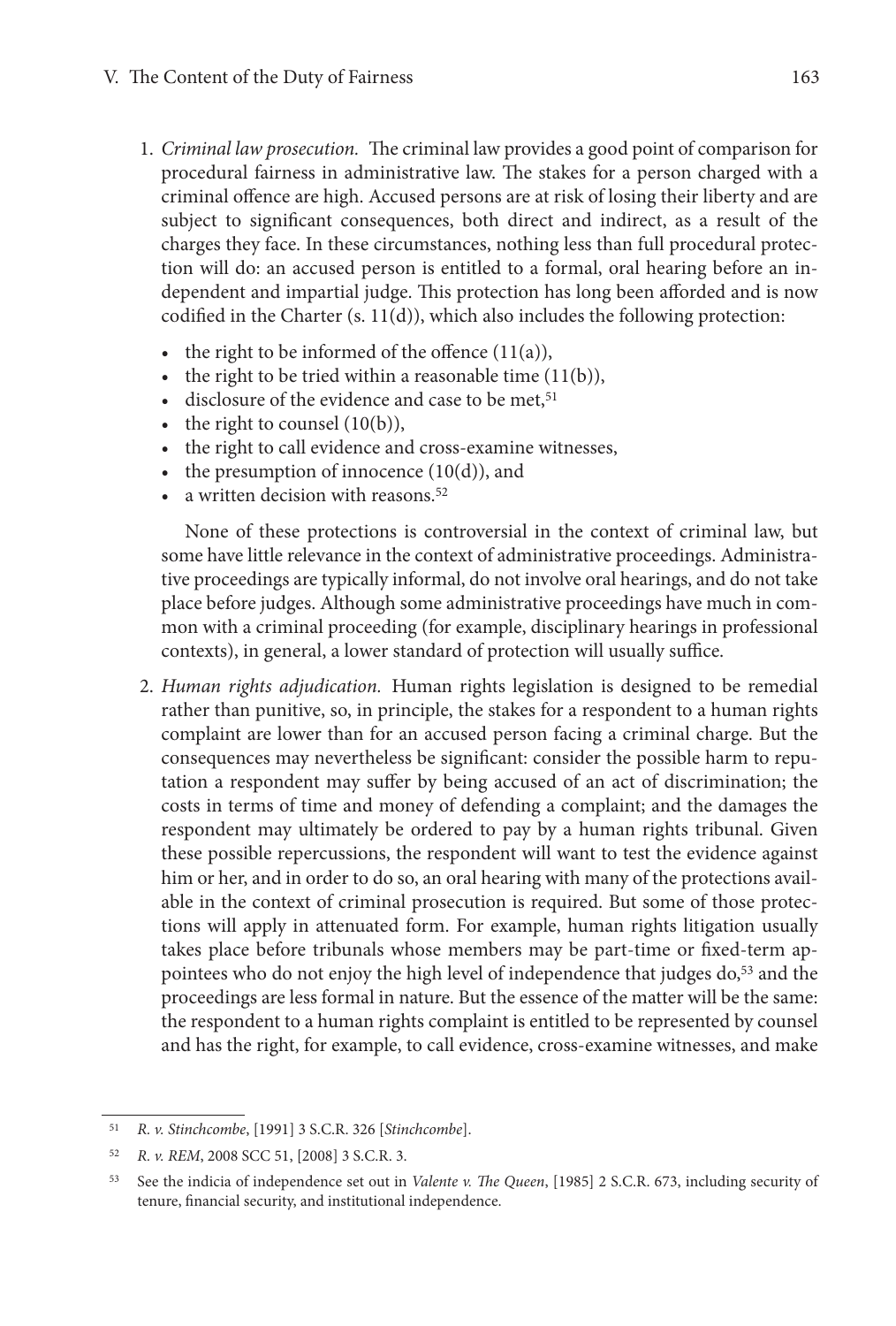1. *Criminal law prosecution.* The criminal law provides a good point of comparison for procedural fairness in administrative law. The stakes for a person charged with a criminal offence are high. Accused persons are at risk of losing their liberty and are subject to significant consequences, both direct and indirect, as a result of the charges they face. In these circumstances, nothing less than full procedural protection will do: an accused person is entitled to a formal, oral hearing before an independent and impartial judge. This protection has long been afforded and is now codified in the Charter (s. 11(d)), which also includes the following protection:

   - the right to be informed of the offence (11(a)),
   - the right to be tried within a reasonable time (11(b)),
   - disclosure of the evidence and case to be met,[51]
   - the right to counsel (10(b)),
   - the right to call evidence and cross-examine witnesses,
   - the presumption of innocence (10(d)), and
   - a written decision with reasons.[52]

   None of these protections is controversial in the context of criminal law, but some have little relevance in the context of administrative proceedings. Administrative proceedings are typically informal, do not involve oral hearings, and do not take place before judges. Although some administrative proceedings have much in common with a criminal proceeding (for example, disciplinary hearings in professional contexts), in general, a lower standard of protection will usually suffice.

2. *Human rights adjudication.* Human rights legislation is designed to be remedial rather than punitive, so, in principle, the stakes for a respondent to a human rights complaint are lower than for an accused person facing a criminal charge. But the consequences may nevertheless be significant: consider the possible harm to reputation a respondent may suffer by being accused of an act of discrimination; the costs in terms of time and money of defending a complaint; and the damages the respondent may ultimately be ordered to pay by a human rights tribunal. Given these possible repercussions, the respondent will want to test the evidence against him or her, and in order to do so, an oral hearing with many of the protections available in the context of criminal prosecution is required. But some of those protections will apply in attenuated form. For example, human rights litigation usually takes place before tribunals whose members may be part-time or fixed-term appointees who do not enjoy the high level of independence that judges do,[53] and the proceedings are less formal in nature. But the essence of the matter will be the same: the respondent to a human rights complaint is entitled to be represented by counsel and has the right, for example, to call evidence, cross-examine witnesses, and make

---

[51] *R. v. Stinchcombe*, [1991] 3 S.C.R. 326 [*Stinchcombe*].

[52] *R. v. REM*, 2008 SCC 51, [2008] 3 S.C.R. 3.

[53] See the indicia of independence set out in *Valente v. The Queen*, [1985] 2 S.C.R. 673, including security of tenure, financial security, and institutional independence.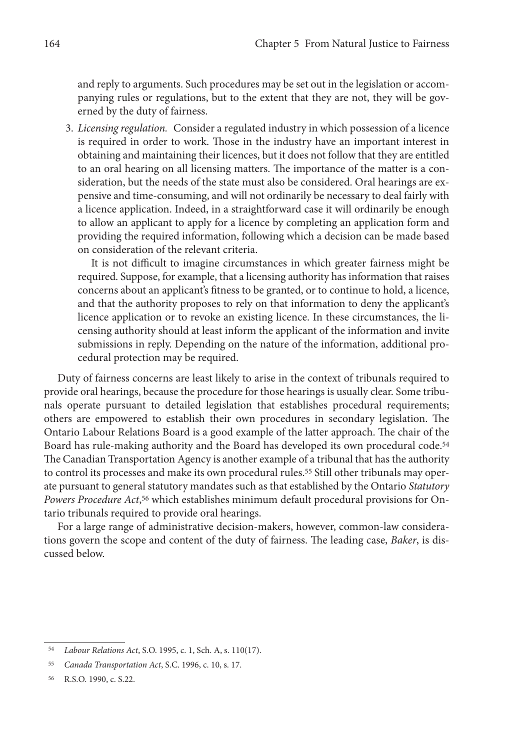and reply to arguments. Such procedures may be set out in the legislation or accompanying rules or regulations, but to the extent that they are not, they will be governed by the duty of fairness.

3. *Licensing regulation.* Consider a regulated industry in which possession of a licence is required in order to work. Those in the industry have an important interest in obtaining and maintaining their licences, but it does not follow that they are entitled to an oral hearing on all licensing matters. The importance of the matter is a consideration, but the needs of the state must also be considered. Oral hearings are expensive and time-consuming, and will not ordinarily be necessary to deal fairly with a licence application. Indeed, in a straightforward case it will ordinarily be enough to allow an applicant to apply for a licence by completing an application form and providing the required information, following which a decision can be made based on consideration of the relevant criteria.

   It is not difficult to imagine circumstances in which greater fairness might be required. Suppose, for example, that a licensing authority has information that raises concerns about an applicant's fitness to be granted, or to continue to hold, a licence, and that the authority proposes to rely on that information to deny the applicant's licence application or to revoke an existing licence. In these circumstances, the licensing authority should at least inform the applicant of the information and invite submissions in reply. Depending on the nature of the information, additional procedural protection may be required.

Duty of fairness concerns are least likely to arise in the context of tribunals required to provide oral hearings, because the procedure for those hearings is usually clear. Some tribunals operate pursuant to detailed legislation that establishes procedural requirements; others are empowered to establish their own procedures in secondary legislation. The Ontario Labour Relations Board is a good example of the latter approach. The chair of the Board has rule-making authority and the Board has developed its own procedural code.[54] The Canadian Transportation Agency is another example of a tribunal that has the authority to control its processes and make its own procedural rules.[55] Still other tribunals may operate pursuant to general statutory mandates such as that established by the Ontario *Statutory Powers Procedure Act*,[56] which establishes minimum default procedural provisions for Ontario tribunals required to provide oral hearings.

For a large range of administrative decision-makers, however, common-law considerations govern the scope and content of the duty of fairness. The leading case, *Baker*, is discussed below.

---

[54] *Labour Relations Act*, S.O. 1995, c. 1, Sch. A, s. 110(17).

[55] *Canada Transportation Act*, S.C. 1996, c. 10, s. 17.

[56] R.S.O. 1990, c. S.22.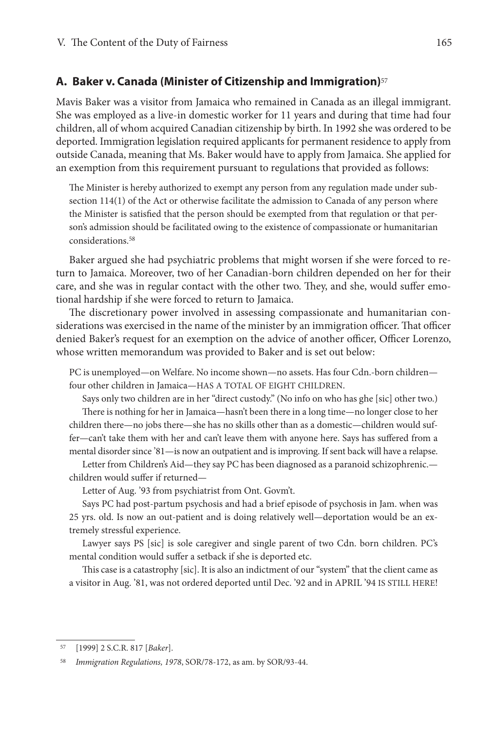## A. Baker v. Canada (Minister of Citizenship and Immigration)[57]

Mavis Baker was a visitor from Jamaica who remained in Canada as an illegal immigrant. She was employed as a live-in domestic worker for 11 years and during that time had four children, all of whom acquired Canadian citizenship by birth. In 1992 she was ordered to be deported. Immigration legislation required applicants for permanent residence to apply from outside Canada, meaning that Ms. Baker would have to apply from Jamaica. She applied for an exemption from this requirement pursuant to regulations that provided as follows:

> The Minister is hereby authorized to exempt any person from any regulation made under subsection 114(1) of the Act or otherwise facilitate the admission to Canada of any person where the Minister is satisfied that the person should be exempted from that regulation or that person's admission should be facilitated owing to the existence of compassionate or humanitarian considerations.[58]

Baker argued she had psychiatric problems that might worsen if she were forced to return to Jamaica. Moreover, two of her Canadian-born children depended on her for their care, and she was in regular contact with the other two. They, and she, would suffer emotional hardship if she were forced to return to Jamaica.

The discretionary power involved in assessing compassionate and humanitarian considerations was exercised in the name of the minister by an immigration officer. That officer denied Baker's request for an exemption on the advice of another officer, Officer Lorenzo, whose written memorandum was provided to Baker and is set out below:

> PC is unemployed—on Welfare. No income shown—no assets. Has four Cdn.-born children—four other children in Jamaica—HAS A TOTAL OF EIGHT CHILDREN.
>
> Says only two children are in her "direct custody." (No info on who has ghe [sic] other two.)
>
> There is nothing for her in Jamaica—hasn't been there in a long time—no longer close to her children there—no jobs there—she has no skills other than as a domestic—children would suffer—can't take them with her and can't leave them with anyone here. Says has suffered from a mental disorder since '81—is now an outpatient and is improving. If sent back will have a relapse.
>
> Letter from Children's Aid—they say PC has been diagnosed as a paranoid schizophrenic.—children would suffer if returned—
>
> Letter of Aug. '93 from psychiatrist from Ont. Govm't.
>
> Says PC had post-partum psychosis and had a brief episode of psychosis in Jam. when was 25 yrs. old. Is now an out-patient and is doing relatively well—deportation would be an extremely stressful experience.
>
> Lawyer says PS [sic] is sole caregiver and single parent of two Cdn. born children. PC's mental condition would suffer a setback if she is deported etc.
>
> This case is a catastrophy [sic]. It is also an indictment of our "system" that the client came as a visitor in Aug. '81, was not ordered deported until Dec. '92 and in APRIL '94 IS STILL HERE!

---

[57] [1999] 2 S.C.R. 817 [*Baker*].

[58] *Immigration Regulations, 1978*, SOR/78-172, as am. by SOR/93-44.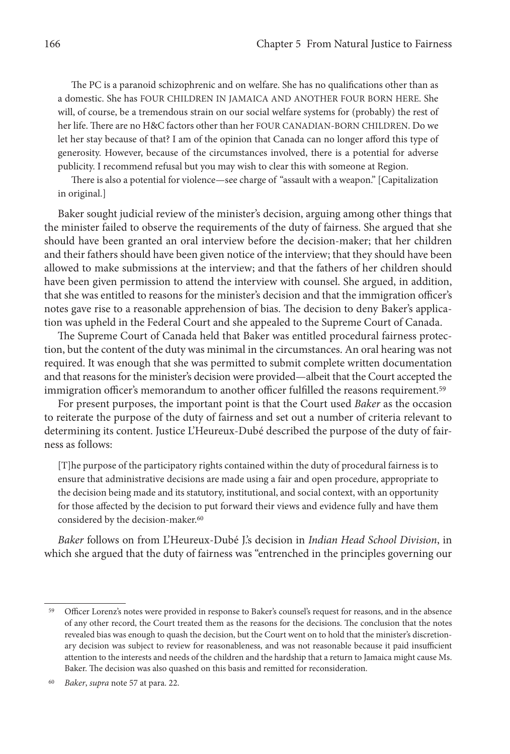The PC is a paranoid schizophrenic and on welfare. She has no qualifications other than as a domestic. She has FOUR CHILDREN IN JAMAICA AND ANOTHER FOUR BORN HERE. She will, of course, be a tremendous strain on our social welfare systems for (probably) the rest of her life. There are no H&C factors other than her FOUR CANADIAN-BORN CHILDREN. Do we let her stay because of that? I am of the opinion that Canada can no longer afford this type of generosity. However, because of the circumstances involved, there is a potential for adverse publicity. I recommend refusal but you may wish to clear this with someone at Region.

> There is also a potential for violence—see charge of "assault with a weapon." [Capitalization in original.]

Baker sought judicial review of the minister's decision, arguing among other things that the minister failed to observe the requirements of the duty of fairness. She argued that she should have been granted an oral interview before the decision-maker; that her children and their fathers should have been given notice of the interview; that they should have been allowed to make submissions at the interview; and that the fathers of her children should have been given permission to attend the interview with counsel. She argued, in addition, that she was entitled to reasons for the minister's decision and that the immigration officer's notes gave rise to a reasonable apprehension of bias. The decision to deny Baker's application was upheld in the Federal Court and she appealed to the Supreme Court of Canada.

The Supreme Court of Canada held that Baker was entitled procedural fairness protection, but the content of the duty was minimal in the circumstances. An oral hearing was not required. It was enough that she was permitted to submit complete written documentation and that reasons for the minister's decision were provided—albeit that the Court accepted the immigration officer's memorandum to another officer fulfilled the reasons requirement.[59]

For present purposes, the important point is that the Court used *Baker* as the occasion to reiterate the purpose of the duty of fairness and set out a number of criteria relevant to determining its content. Justice L'Heureux-Dubé described the purpose of the duty of fairness as follows:

> [T]he purpose of the participatory rights contained within the duty of procedural fairness is to ensure that administrative decisions are made using a fair and open procedure, appropriate to the decision being made and its statutory, institutional, and social context, with an opportunity for those affected by the decision to put forward their views and evidence fully and have them considered by the decision-maker.[60]

*Baker* follows on from L'Heureux-Dubé J.'s decision in *Indian Head School Division*, in which she argued that the duty of fairness was "entrenched in the principles governing our

---

[59] Officer Lorenz's notes were provided in response to Baker's counsel's request for reasons, and in the absence of any other record, the Court treated them as the reasons for the decisions. The conclusion that the notes revealed bias was enough to quash the decision, but the Court went on to hold that the minister's discretionary decision was subject to review for reasonableness, and was not reasonable because it paid insufficient attention to the interests and needs of the children and the hardship that a return to Jamaica might cause Ms. Baker. The decision was also quashed on this basis and remitted for reconsideration.

[60] *Baker*, *supra* note 57 at para. 22.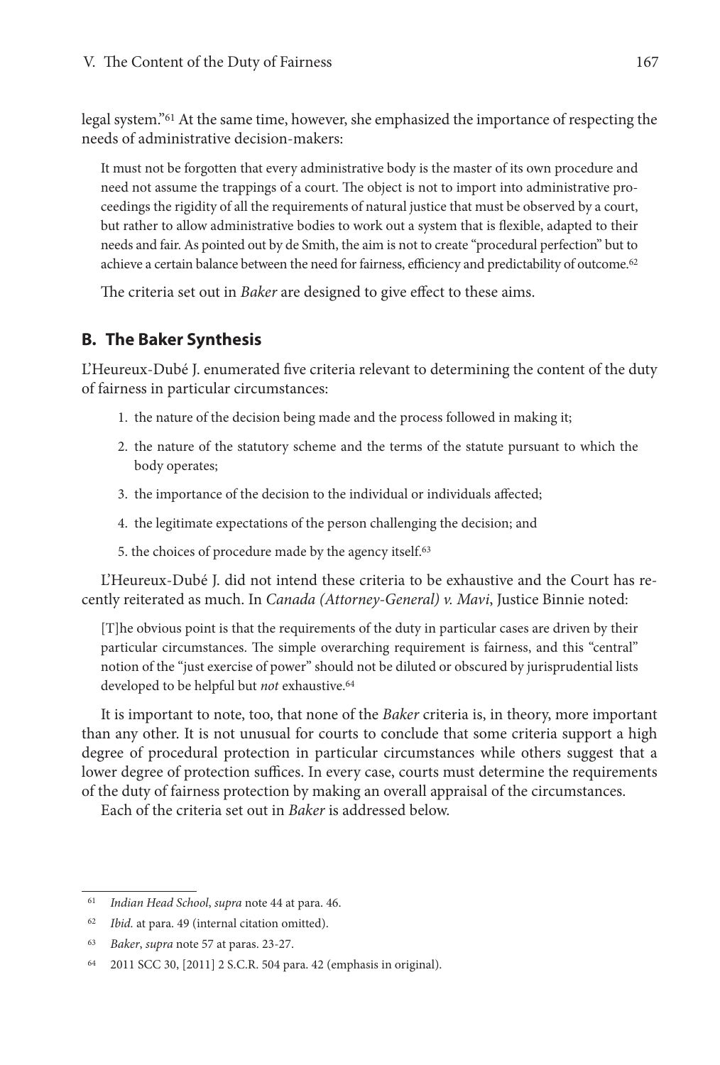legal system."[61] At the same time, however, she emphasized the importance of respecting the needs of administrative decision-makers:

> It must not be forgotten that every administrative body is the master of its own procedure and need not assume the trappings of a court. The object is not to import into administrative proceedings the rigidity of all the requirements of natural justice that must be observed by a court, but rather to allow administrative bodies to work out a system that is flexible, adapted to their needs and fair. As pointed out by de Smith, the aim is not to create "procedural perfection" but to achieve a certain balance between the need for fairness, efficiency and predictability of outcome.[62]

The criteria set out in *Baker* are designed to give effect to these aims.

## B. The Baker Synthesis

L'Heureux-Dubé J. enumerated five criteria relevant to determining the content of the duty of fairness in particular circumstances:

1. the nature of the decision being made and the process followed in making it;
2. the nature of the statutory scheme and the terms of the statute pursuant to which the body operates;
3. the importance of the decision to the individual or individuals affected;
4. the legitimate expectations of the person challenging the decision; and
5. the choices of procedure made by the agency itself.[63]

L'Heureux-Dubé J. did not intend these criteria to be exhaustive and the Court has recently reiterated as much. In *Canada (Attorney-General) v. Mavi*, Justice Binnie noted:

> [T]he obvious point is that the requirements of the duty in particular cases are driven by their particular circumstances. The simple overarching requirement is fairness, and this "central" notion of the "just exercise of power" should not be diluted or obscured by jurisprudential lists developed to be helpful but *not* exhaustive.[64]

It is important to note, too, that none of the *Baker* criteria is, in theory, more important than any other. It is not unusual for courts to conclude that some criteria support a high degree of procedural protection in particular circumstances while others suggest that a lower degree of protection suffices. In every case, courts must determine the requirements of the duty of fairness protection by making an overall appraisal of the circumstances.

Each of the criteria set out in *Baker* is addressed below.

---

[61] *Indian Head School*, *supra* note 44 at para. 46.

[62] *Ibid.* at para. 49 (internal citation omitted).

[63] *Baker*, *supra* note 57 at paras. 23-27.

[64] 2011 SCC 30, [2011] 2 S.C.R. 504 para. 42 (emphasis in original).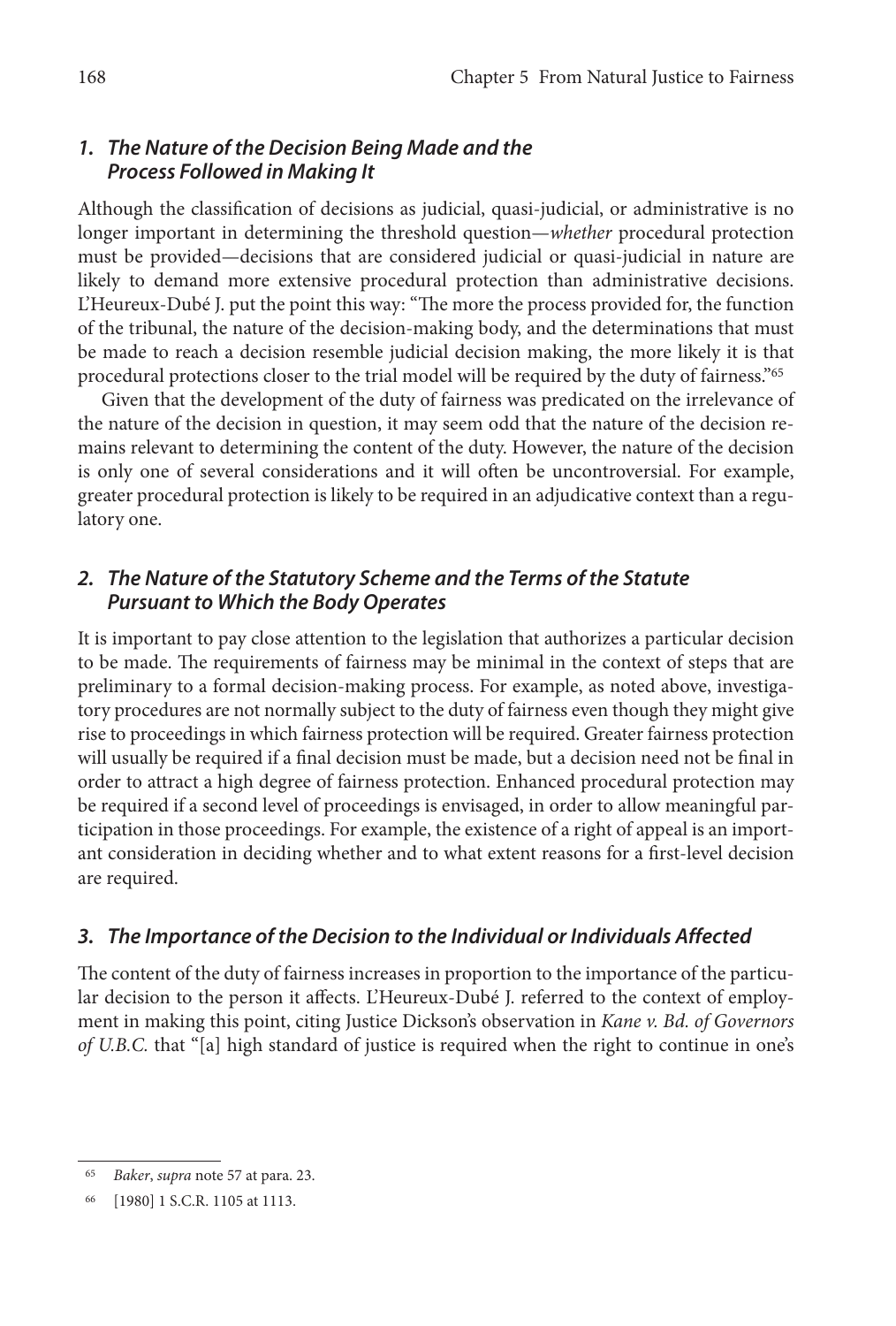### *1. The Nature of the Decision Being Made and the Process Followed in Making It*

Although the classification of decisions as judicial, quasi-judicial, or administrative is no longer important in determining the threshold question—*whether* procedural protection must be provided—decisions that are considered judicial or quasi-judicial in nature are likely to demand more extensive procedural protection than administrative decisions. L'Heureux-Dubé J. put the point this way: "The more the process provided for, the function of the tribunal, the nature of the decision-making body, and the determinations that must be made to reach a decision resemble judicial decision making, the more likely it is that procedural protections closer to the trial model will be required by the duty of fairness."[65]

Given that the development of the duty of fairness was predicated on the irrelevance of the nature of the decision in question, it may seem odd that the nature of the decision remains relevant to determining the content of the duty. However, the nature of the decision is only one of several considerations and it will often be uncontroversial. For example, greater procedural protection is likely to be required in an adjudicative context than a regulatory one.

### *2. The Nature of the Statutory Scheme and the Terms of the Statute Pursuant to Which the Body Operates*

It is important to pay close attention to the legislation that authorizes a particular decision to be made. The requirements of fairness may be minimal in the context of steps that are preliminary to a formal decision-making process. For example, as noted above, investigatory procedures are not normally subject to the duty of fairness even though they might give rise to proceedings in which fairness protection will be required. Greater fairness protection will usually be required if a final decision must be made, but a decision need not be final in order to attract a high degree of fairness protection. Enhanced procedural protection may be required if a second level of proceedings is envisaged, in order to allow meaningful participation in those proceedings. For example, the existence of a right of appeal is an important consideration in deciding whether and to what extent reasons for a first-level decision are required.

### *3. The Importance of the Decision to the Individual or Individuals Affected*

The content of the duty of fairness increases in proportion to the importance of the particular decision to the person it affects. L'Heureux-Dubé J. referred to the context of employment in making this point, citing Justice Dickson's observation in *Kane v. Bd. of Governors of U.B.C.* that "[a] high standard of justice is required when the right to continue in one's

---

[65] *Baker*, *supra* note 57 at para. 23.

[66] [1980] 1 S.C.R. 1105 at 1113.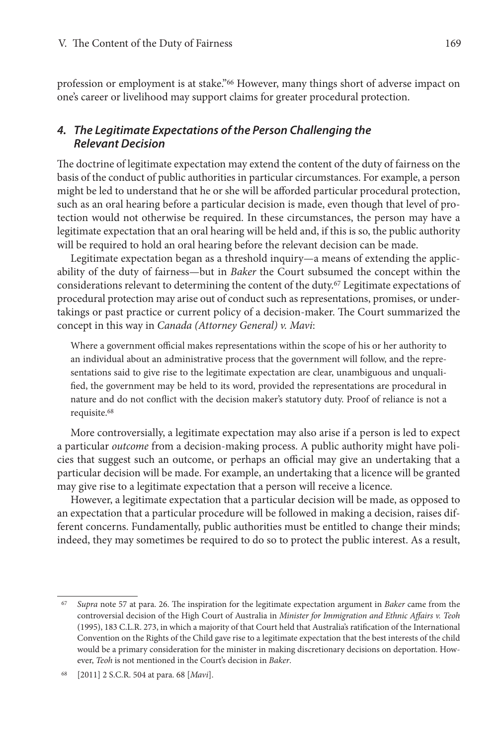profession or employment is at stake."[66] However, many things short of adverse impact on one's career or livelihood may support claims for greater procedural protection.

### 4. The Legitimate Expectations of the Person Challenging the Relevant Decision

The doctrine of legitimate expectation may extend the content of the duty of fairness on the basis of the conduct of public authorities in particular circumstances. For example, a person might be led to understand that he or she will be afforded particular procedural protection, such as an oral hearing before a particular decision is made, even though that level of protection would not otherwise be required. In these circumstances, the person may have a legitimate expectation that an oral hearing will be held and, if this is so, the public authority will be required to hold an oral hearing before the relevant decision can be made.

Legitimate expectation began as a threshold inquiry—a means of extending the applicability of the duty of fairness—but in *Baker* the Court subsumed the concept within the considerations relevant to determining the content of the duty.[67] Legitimate expectations of procedural protection may arise out of conduct such as representations, promises, or undertakings or past practice or current policy of a decision-maker. The Court summarized the concept in this way in *Canada (Attorney General) v. Mavi*:

> Where a government official makes representations within the scope of his or her authority to an individual about an administrative process that the government will follow, and the representations said to give rise to the legitimate expectation are clear, unambiguous and unqualified, the government may be held to its word, provided the representations are procedural in nature and do not conflict with the decision maker's statutory duty. Proof of reliance is not a requisite.[68]

More controversially, a legitimate expectation may also arise if a person is led to expect a particular *outcome* from a decision-making process. A public authority might have policies that suggest such an outcome, or perhaps an official may give an undertaking that a particular decision will be made. For example, an undertaking that a licence will be granted may give rise to a legitimate expectation that a person will receive a licence.

However, a legitimate expectation that a particular decision will be made, as opposed to an expectation that a particular procedure will be followed in making a decision, raises different concerns. Fundamentally, public authorities must be entitled to change their minds; indeed, they may sometimes be required to do so to protect the public interest. As a result,

---

67 *Supra* note 57 at para. 26. The inspiration for the legitimate expectation argument in *Baker* came from the controversial decision of the High Court of Australia in *Minister for Immigration and Ethnic Affairs v. Teoh* (1995), 183 C.L.R. 273, in which a majority of that Court held that Australia's ratification of the International Convention on the Rights of the Child gave rise to a legitimate expectation that the best interests of the child would be a primary consideration for the minister in making discretionary decisions on deportation. However, *Teoh* is not mentioned in the Court's decision in *Baker*.

68 [2011] 2 S.C.R. 504 at para. 68 [*Mavi*].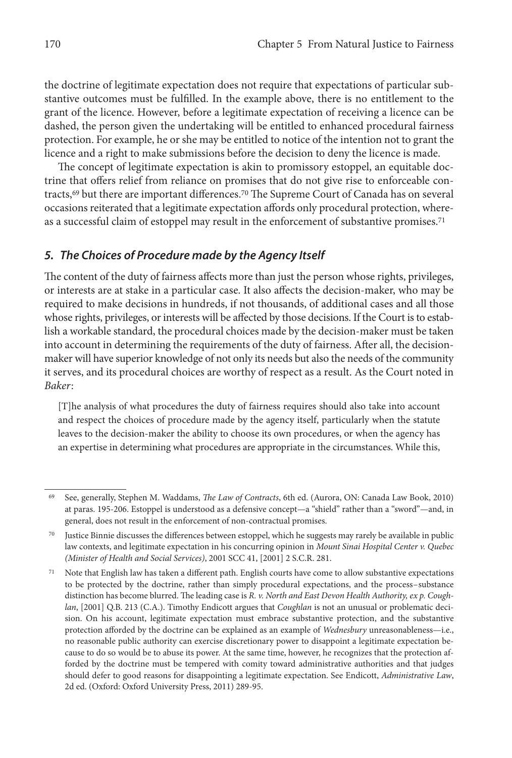the doctrine of legitimate expectation does not require that expectations of particular substantive outcomes must be fulfilled. In the example above, there is no entitlement to the grant of the licence. However, before a legitimate expectation of receiving a licence can be dashed, the person given the undertaking will be entitled to enhanced procedural fairness protection. For example, he or she may be entitled to notice of the intention not to grant the licence and a right to make submissions before the decision to deny the licence is made.

The concept of legitimate expectation is akin to promissory estoppel, an equitable doctrine that offers relief from reliance on promises that do not give rise to enforceable contracts,[69] but there are important differences.[70] The Supreme Court of Canada has on several occasions reiterated that a legitimate expectation affords only procedural protection, whereas a successful claim of estoppel may result in the enforcement of substantive promises.[71]

### *5. The Choices of Procedure made by the Agency Itself*

The content of the duty of fairness affects more than just the person whose rights, privileges, or interests are at stake in a particular case. It also affects the decision-maker, who may be required to make decisions in hundreds, if not thousands, of additional cases and all those whose rights, privileges, or interests will be affected by those decisions. If the Court is to establish a workable standard, the procedural choices made by the decision-maker must be taken into account in determining the requirements of the duty of fairness. After all, the decision-maker will have superior knowledge of not only its needs but also the needs of the community it serves, and its procedural choices are worthy of respect as a result. As the Court noted in *Baker*:

> [T]he analysis of what procedures the duty of fairness requires should also take into account and respect the choices of procedure made by the agency itself, particularly when the statute leaves to the decision-maker the ability to choose its own procedures, or when the agency has an expertise in determining what procedures are appropriate in the circumstances. While this,

---

[69] See, generally, Stephen M. Waddams, *The Law of Contracts*, 6th ed. (Aurora, ON: Canada Law Book, 2010) at paras. 195-206. Estoppel is understood as a defensive concept—a "shield" rather than a "sword"—and, in general, does not result in the enforcement of non-contractual promises.

[70] Justice Binnie discusses the differences between estoppel, which he suggests may rarely be available in public law contexts, and legitimate expectation in his concurring opinion in *Mount Sinai Hospital Center v. Quebec (Minister of Health and Social Services)*, 2001 SCC 41, [2001] 2 S.C.R. 281.

[71] Note that English law has taken a different path. English courts have come to allow substantive expectations to be protected by the doctrine, rather than simply procedural expectations, and the process–substance distinction has become blurred. The leading case is *R. v. North and East Devon Health Authority, ex p. Coughlan*, [2001] Q.B. 213 (C.A.). Timothy Endicott argues that *Coughlan* is not an unusual or problematic decision. On his account, legitimate expectation must embrace substantive protection, and the substantive protection afforded by the doctrine can be explained as an example of *Wednesbury* unreasonableness—i.e., no reasonable public authority can exercise discretionary power to disappoint a legitimate expectation because to do so would be to abuse its power. At the same time, however, he recognizes that the protection afforded by the doctrine must be tempered with comity toward administrative authorities and that judges should defer to good reasons for disappointing a legitimate expectation. See Endicott, *Administrative Law*, 2d ed. (Oxford: Oxford University Press, 2011) 289-95.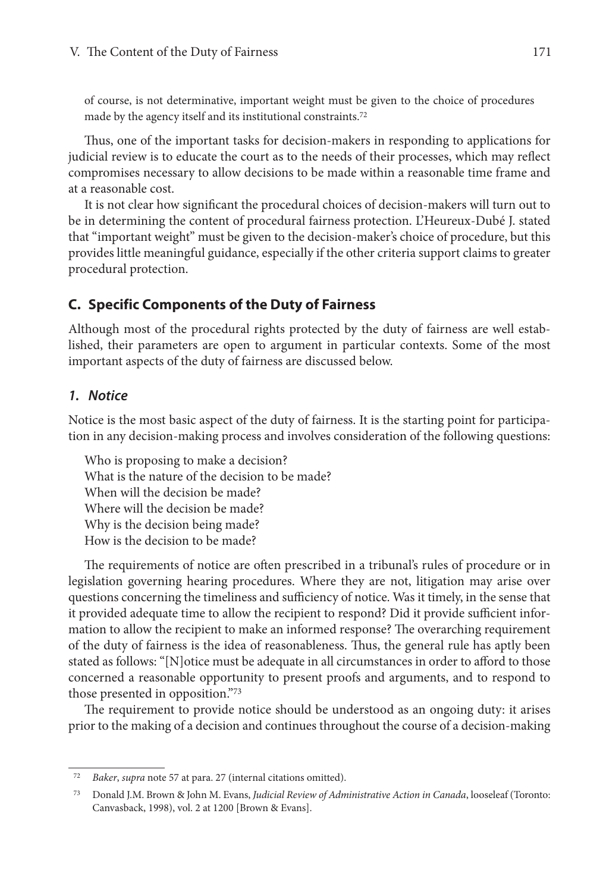of course, is not determinative, important weight must be given to the choice of procedures made by the agency itself and its institutional constraints.[72]

Thus, one of the important tasks for decision-makers in responding to applications for judicial review is to educate the court as to the needs of their processes, which may reflect compromises necessary to allow decisions to be made within a reasonable time frame and at a reasonable cost.

It is not clear how significant the procedural choices of decision-makers will turn out to be in determining the content of procedural fairness protection. L'Heureux-Dubé J. stated that "important weight" must be given to the decision-maker's choice of procedure, but this provides little meaningful guidance, especially if the other criteria support claims to greater procedural protection.

## C. Specific Components of the Duty of Fairness

Although most of the procedural rights protected by the duty of fairness are well established, their parameters are open to argument in particular contexts. Some of the most important aspects of the duty of fairness are discussed below.

### *1. Notice*

Notice is the most basic aspect of the duty of fairness. It is the starting point for participation in any decision-making process and involves consideration of the following questions:

Who is proposing to make a decision?
What is the nature of the decision to be made?
When will the decision be made?
Where will the decision be made?
Why is the decision being made?
How is the decision to be made?

The requirements of notice are often prescribed in a tribunal's rules of procedure or in legislation governing hearing procedures. Where they are not, litigation may arise over questions concerning the timeliness and sufficiency of notice. Was it timely, in the sense that it provided adequate time to allow the recipient to respond? Did it provide sufficient information to allow the recipient to make an informed response? The overarching requirement of the duty of fairness is the idea of reasonableness. Thus, the general rule has aptly been stated as follows: "[N]otice must be adequate in all circumstances in order to afford to those concerned a reasonable opportunity to present proofs and arguments, and to respond to those presented in opposition."[73]

The requirement to provide notice should be understood as an ongoing duty: it arises prior to the making of a decision and continues throughout the course of a decision-making

---

72 *Baker*, *supra* note 57 at para. 27 (internal citations omitted).

73 Donald J.M. Brown & John M. Evans, *Judicial Review of Administrative Action in Canada*, looseleaf (Toronto: Canvasback, 1998), vol. 2 at 1200 [Brown & Evans].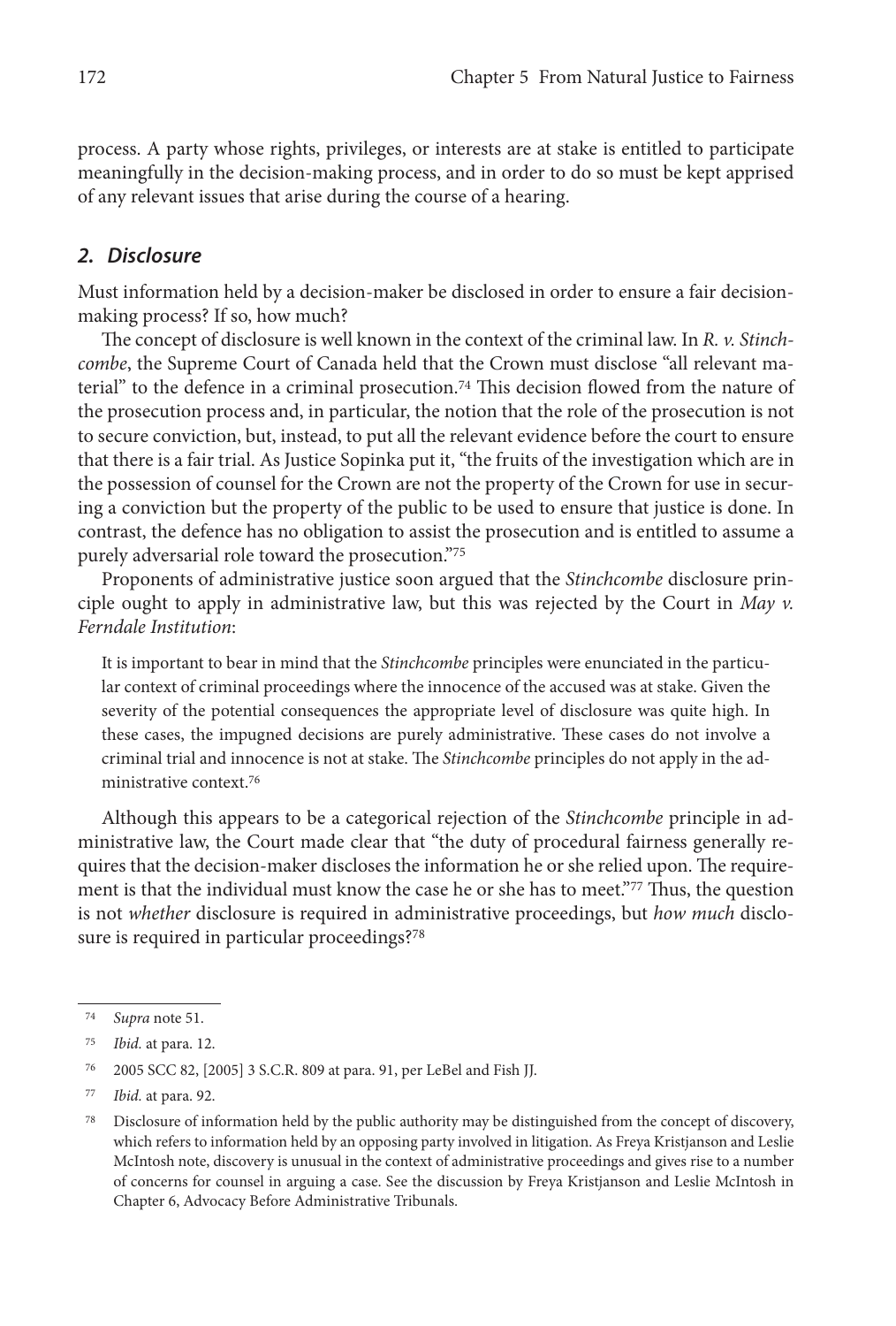process. A party whose rights, privileges, or interests are at stake is entitled to participate meaningfully in the decision-making process, and in order to do so must be kept apprised of any relevant issues that arise during the course of a hearing.

### *2. Disclosure*

Must information held by a decision-maker be disclosed in order to ensure a fair decision-making process? If so, how much?

The concept of disclosure is well known in the context of the criminal law. In *R. v. Stinchcombe*, the Supreme Court of Canada held that the Crown must disclose "all relevant material" to the defence in a criminal prosecution.[74] This decision flowed from the nature of the prosecution process and, in particular, the notion that the role of the prosecution is not to secure conviction, but, instead, to put all the relevant evidence before the court to ensure that there is a fair trial. As Justice Sopinka put it, "the fruits of the investigation which are in the possession of counsel for the Crown are not the property of the Crown for use in securing a conviction but the property of the public to be used to ensure that justice is done. In contrast, the defence has no obligation to assist the prosecution and is entitled to assume a purely adversarial role toward the prosecution."[75]

Proponents of administrative justice soon argued that the *Stinchcombe* disclosure principle ought to apply in administrative law, but this was rejected by the Court in *May v. Ferndale Institution*:

> It is important to bear in mind that the *Stinchcombe* principles were enunciated in the particular context of criminal proceedings where the innocence of the accused was at stake. Given the severity of the potential consequences the appropriate level of disclosure was quite high. In these cases, the impugned decisions are purely administrative. These cases do not involve a criminal trial and innocence is not at stake. The *Stinchcombe* principles do not apply in the administrative context.[76]

Although this appears to be a categorical rejection of the *Stinchcombe* principle in administrative law, the Court made clear that "the duty of procedural fairness generally requires that the decision-maker discloses the information he or she relied upon. The requirement is that the individual must know the case he or she has to meet."[77] Thus, the question is not *whether* disclosure is required in administrative proceedings, but *how much* disclosure is required in particular proceedings?[78]

---

[74] *Supra* note 51.

[75] *Ibid.* at para. 12.

[76] 2005 SCC 82, [2005] 3 S.C.R. 809 at para. 91, per LeBel and Fish JJ.

[77] *Ibid.* at para. 92.

[78] Disclosure of information held by the public authority may be distinguished from the concept of discovery, which refers to information held by an opposing party involved in litigation. As Freya Kristjanson and Leslie McIntosh note, discovery is unusual in the context of administrative proceedings and gives rise to a number of concerns for counsel in arguing a case. See the discussion by Freya Kristjanson and Leslie McIntosh in Chapter 6, Advocacy Before Administrative Tribunals.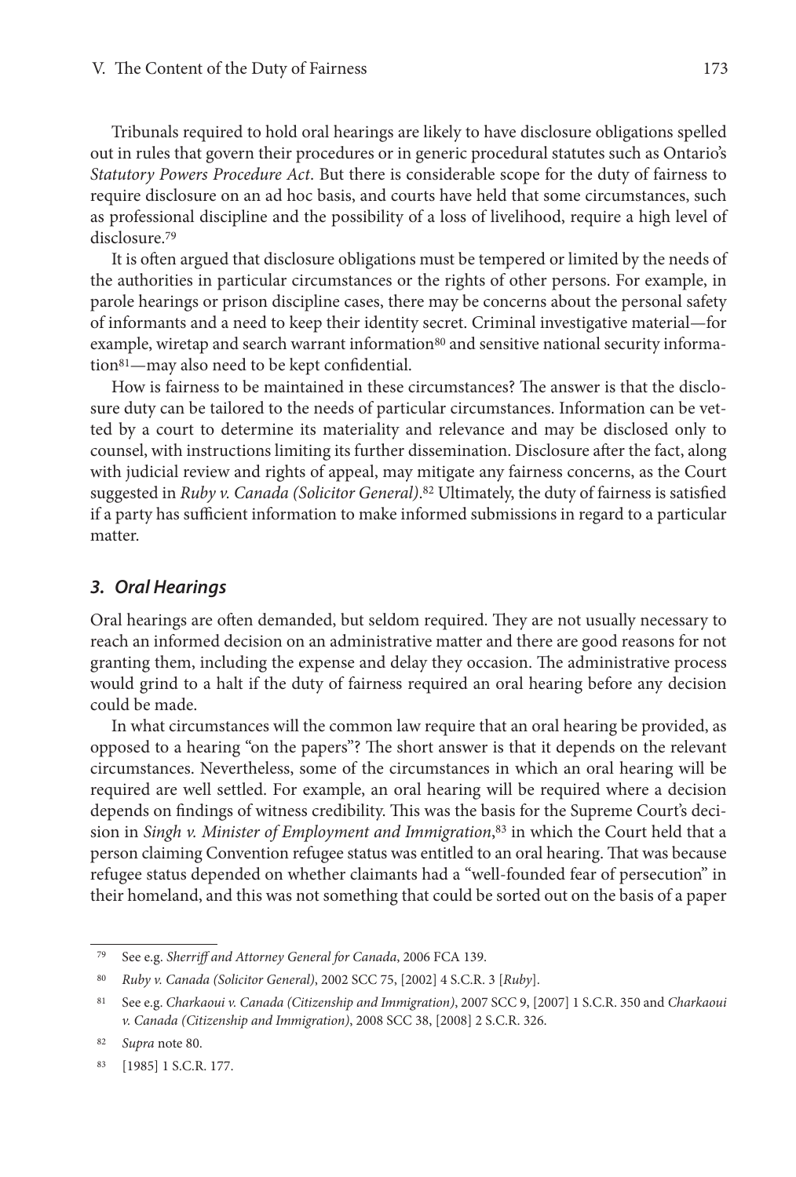Tribunals required to hold oral hearings are likely to have disclosure obligations spelled out in rules that govern their procedures or in generic procedural statutes such as Ontario's *Statutory Powers Procedure Act*. But there is considerable scope for the duty of fairness to require disclosure on an ad hoc basis, and courts have held that some circumstances, such as professional discipline and the possibility of a loss of livelihood, require a high level of disclosure.[79]

It is often argued that disclosure obligations must be tempered or limited by the needs of the authorities in particular circumstances or the rights of other persons. For example, in parole hearings or prison discipline cases, there may be concerns about the personal safety of informants and a need to keep their identity secret. Criminal investigative material—for example, wiretap and search warrant information[80] and sensitive national security information[81]—may also need to be kept confidential.

How is fairness to be maintained in these circumstances? The answer is that the disclosure duty can be tailored to the needs of particular circumstances. Information can be vetted by a court to determine its materiality and relevance and may be disclosed only to counsel, with instructions limiting its further dissemination. Disclosure after the fact, along with judicial review and rights of appeal, may mitigate any fairness concerns, as the Court suggested in *Ruby v. Canada (Solicitor General)*.[82] Ultimately, the duty of fairness is satisfied if a party has sufficient information to make informed submissions in regard to a particular matter.

### *3. Oral Hearings*

Oral hearings are often demanded, but seldom required. They are not usually necessary to reach an informed decision on an administrative matter and there are good reasons for not granting them, including the expense and delay they occasion. The administrative process would grind to a halt if the duty of fairness required an oral hearing before any decision could be made.

In what circumstances will the common law require that an oral hearing be provided, as opposed to a hearing "on the papers"? The short answer is that it depends on the relevant circumstances. Nevertheless, some of the circumstances in which an oral hearing will be required are well settled. For example, an oral hearing will be required where a decision depends on findings of witness credibility. This was the basis for the Supreme Court's decision in *Singh v. Minister of Employment and Immigration*,[83] in which the Court held that a person claiming Convention refugee status was entitled to an oral hearing. That was because refugee status depended on whether claimants had a "well-founded fear of persecution" in their homeland, and this was not something that could be sorted out on the basis of a paper

---

[79] See e.g. *Sherriff and Attorney General for Canada*, 2006 FCA 139.

[80] *Ruby v. Canada (Solicitor General)*, 2002 SCC 75, [2002] 4 S.C.R. 3 [*Ruby*].

[81] See e.g. *Charkaoui v. Canada (Citizenship and Immigration)*, 2007 SCC 9, [2007] 1 S.C.R. 350 and *Charkaoui v. Canada (Citizenship and Immigration)*, 2008 SCC 38, [2008] 2 S.C.R. 326.

[82] *Supra* note 80.

[83] [1985] 1 S.C.R. 177.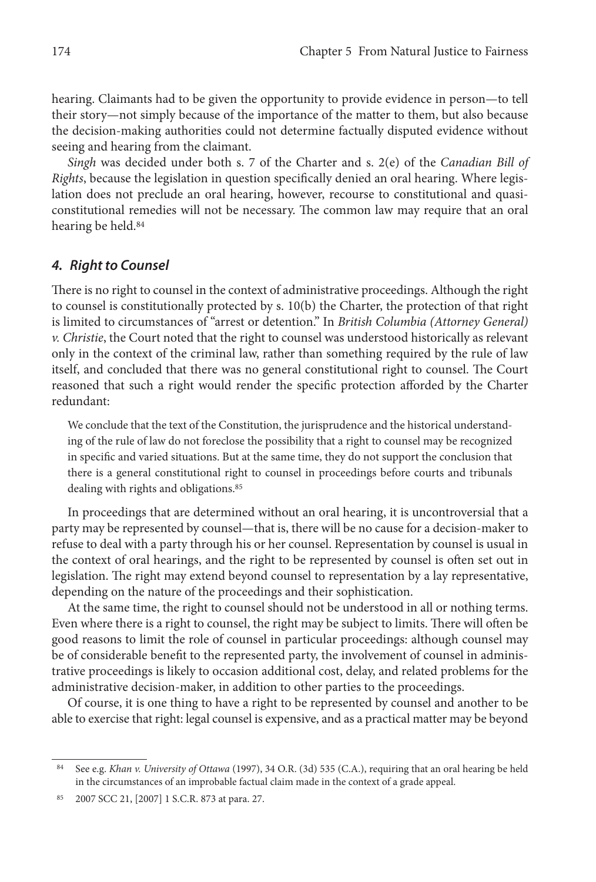hearing. Claimants had to be given the opportunity to provide evidence in person—to tell their story—not simply because of the importance of the matter to them, but also because the decision-making authorities could not determine factually disputed evidence without seeing and hearing from the claimant.

*Singh* was decided under both s. 7 of the Charter and s. 2(e) of the *Canadian Bill of Rights*, because the legislation in question specifically denied an oral hearing. Where legislation does not preclude an oral hearing, however, recourse to constitutional and quasi-constitutional remedies will not be necessary. The common law may require that an oral hearing be held.[84]

### *4. Right to Counsel*

There is no right to counsel in the context of administrative proceedings. Although the right to counsel is constitutionally protected by s. 10(b) the Charter, the protection of that right is limited to circumstances of "arrest or detention." In *British Columbia (Attorney General) v. Christie*, the Court noted that the right to counsel was understood historically as relevant only in the context of the criminal law, rather than something required by the rule of law itself, and concluded that there was no general constitutional right to counsel. The Court reasoned that such a right would render the specific protection afforded by the Charter redundant:

> We conclude that the text of the Constitution, the jurisprudence and the historical understanding of the rule of law do not foreclose the possibility that a right to counsel may be recognized in specific and varied situations. But at the same time, they do not support the conclusion that there is a general constitutional right to counsel in proceedings before courts and tribunals dealing with rights and obligations.[85]

In proceedings that are determined without an oral hearing, it is uncontroversial that a party may be represented by counsel—that is, there will be no cause for a decision-maker to refuse to deal with a party through his or her counsel. Representation by counsel is usual in the context of oral hearings, and the right to be represented by counsel is often set out in legislation. The right may extend beyond counsel to representation by a lay representative, depending on the nature of the proceedings and their sophistication.

At the same time, the right to counsel should not be understood in all or nothing terms. Even where there is a right to counsel, the right may be subject to limits. There will often be good reasons to limit the role of counsel in particular proceedings: although counsel may be of considerable benefit to the represented party, the involvement of counsel in administrative proceedings is likely to occasion additional cost, delay, and related problems for the administrative decision-maker, in addition to other parties to the proceedings.

Of course, it is one thing to have a right to be represented by counsel and another to be able to exercise that right: legal counsel is expensive, and as a practical matter may be beyond

---

[84] See e.g. *Khan v. University of Ottawa* (1997), 34 O.R. (3d) 535 (C.A.), requiring that an oral hearing be held in the circumstances of an improbable factual claim made in the context of a grade appeal.

[85] 2007 SCC 21, [2007] 1 S.C.R. 873 at para. 27.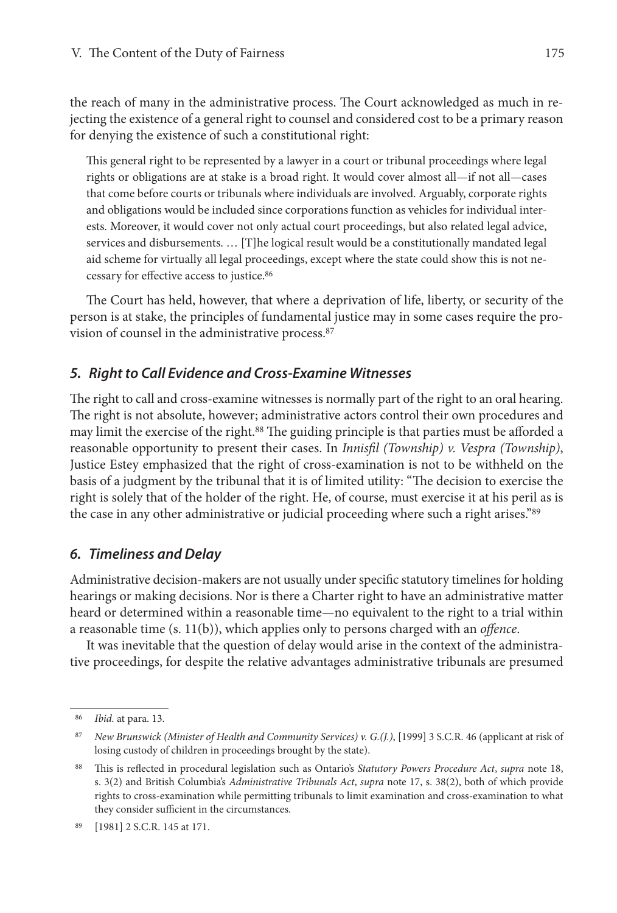the reach of many in the administrative process. The Court acknowledged as much in rejecting the existence of a general right to counsel and considered cost to be a primary reason for denying the existence of such a constitutional right:

> This general right to be represented by a lawyer in a court or tribunal proceedings where legal rights or obligations are at stake is a broad right. It would cover almost all—if not all—cases that come before courts or tribunals where individuals are involved. Arguably, corporate rights and obligations would be included since corporations function as vehicles for individual interests. Moreover, it would cover not only actual court proceedings, but also related legal advice, services and disbursements. … [T]he logical result would be a constitutionally mandated legal aid scheme for virtually all legal proceedings, except where the state could show this is not necessary for effective access to justice.[86]

The Court has held, however, that where a deprivation of life, liberty, or security of the person is at stake, the principles of fundamental justice may in some cases require the provision of counsel in the administrative process.[87]

### *5. Right to Call Evidence and Cross-Examine Witnesses*

The right to call and cross-examine witnesses is normally part of the right to an oral hearing. The right is not absolute, however; administrative actors control their own procedures and may limit the exercise of the right.[88] The guiding principle is that parties must be afforded a reasonable opportunity to present their cases. In *Innisfil (Township) v. Vespra (Township)*, Justice Estey emphasized that the right of cross-examination is not to be withheld on the basis of a judgment by the tribunal that it is of limited utility: "The decision to exercise the right is solely that of the holder of the right. He, of course, must exercise it at his peril as is the case in any other administrative or judicial proceeding where such a right arises."[89]

### *6. Timeliness and Delay*

Administrative decision-makers are not usually under specific statutory timelines for holding hearings or making decisions. Nor is there a Charter right to have an administrative matter heard or determined within a reasonable time—no equivalent to the right to a trial within a reasonable time (s. 11(b)), which applies only to persons charged with an *offence*.

It was inevitable that the question of delay would arise in the context of the administrative proceedings, for despite the relative advantages administrative tribunals are presumed

---

[86] *Ibid.* at para. 13.

[87] *New Brunswick (Minister of Health and Community Services) v. G.(J.)*, [1999] 3 S.C.R. 46 (applicant at risk of losing custody of children in proceedings brought by the state).

[88] This is reflected in procedural legislation such as Ontario's *Statutory Powers Procedure Act*, *supra* note 18, s. 3(2) and British Columbia's *Administrative Tribunals Act*, *supra* note 17, s. 38(2), both of which provide rights to cross-examination while permitting tribunals to limit examination and cross-examination to what they consider sufficient in the circumstances.

[89] [1981] 2 S.C.R. 145 at 171.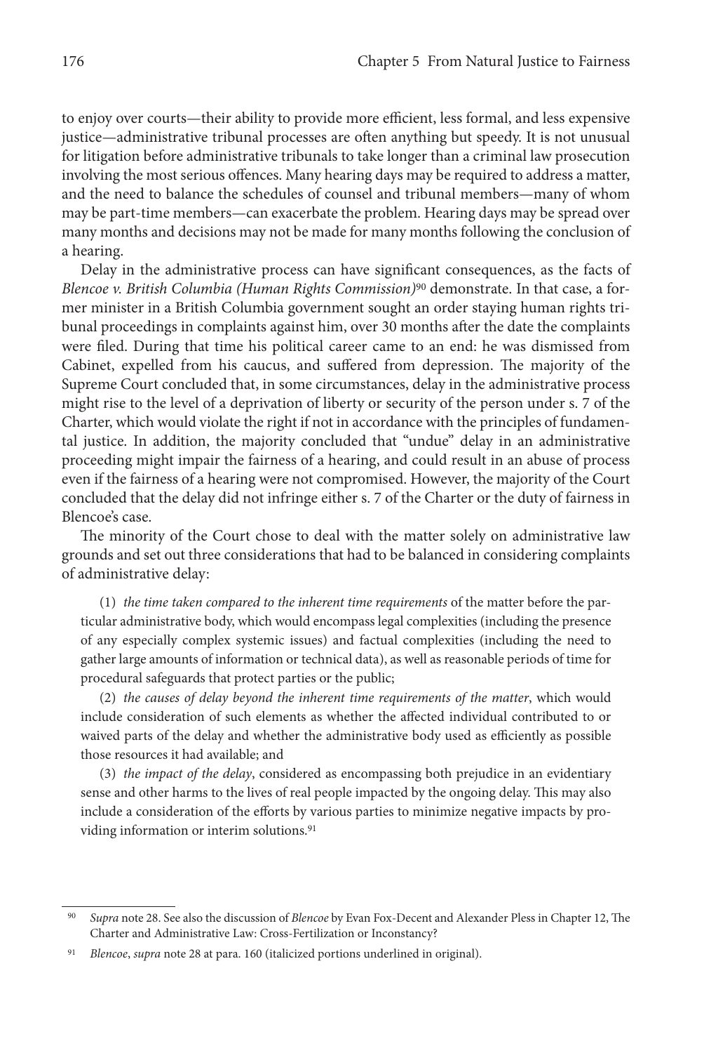to enjoy over courts—their ability to provide more efficient, less formal, and less expensive justice—administrative tribunal processes are often anything but speedy. It is not unusual for litigation before administrative tribunals to take longer than a criminal law prosecution involving the most serious offences. Many hearing days may be required to address a matter, and the need to balance the schedules of counsel and tribunal members—many of whom may be part-time members—can exacerbate the problem. Hearing days may be spread over many months and decisions may not be made for many months following the conclusion of a hearing.

Delay in the administrative process can have significant consequences, as the facts of *Blencoe v. British Columbia (Human Rights Commission)*[90] demonstrate. In that case, a former minister in a British Columbia government sought an order staying human rights tribunal proceedings in complaints against him, over 30 months after the date the complaints were filed. During that time his political career came to an end: he was dismissed from Cabinet, expelled from his caucus, and suffered from depression. The majority of the Supreme Court concluded that, in some circumstances, delay in the administrative process might rise to the level of a deprivation of liberty or security of the person under s. 7 of the Charter, which would violate the right if not in accordance with the principles of fundamental justice. In addition, the majority concluded that "undue" delay in an administrative proceeding might impair the fairness of a hearing, and could result in an abuse of process even if the fairness of a hearing were not compromised. However, the majority of the Court concluded that the delay did not infringe either s. 7 of the Charter or the duty of fairness in Blencoe's case.

The minority of the Court chose to deal with the matter solely on administrative law grounds and set out three considerations that had to be balanced in considering complaints of administrative delay:

> (1) *the time taken compared to the inherent time requirements* of the matter before the particular administrative body, which would encompass legal complexities (including the presence of any especially complex systemic issues) and factual complexities (including the need to gather large amounts of information or technical data), as well as reasonable periods of time for procedural safeguards that protect parties or the public;
>
> (2) *the causes of delay beyond the inherent time requirements of the matter*, which would include consideration of such elements as whether the affected individual contributed to or waived parts of the delay and whether the administrative body used as efficiently as possible those resources it had available; and
>
> (3) *the impact of the delay*, considered as encompassing both prejudice in an evidentiary sense and other harms to the lives of real people impacted by the ongoing delay. This may also include a consideration of the efforts by various parties to minimize negative impacts by providing information or interim solutions.[91]

---

[90] *Supra* note 28. See also the discussion of *Blencoe* by Evan Fox-Decent and Alexander Pless in Chapter 12, The Charter and Administrative Law: Cross-Fertilization or Inconstancy?

[91] *Blencoe*, *supra* note 28 at para. 160 (italicized portions underlined in original).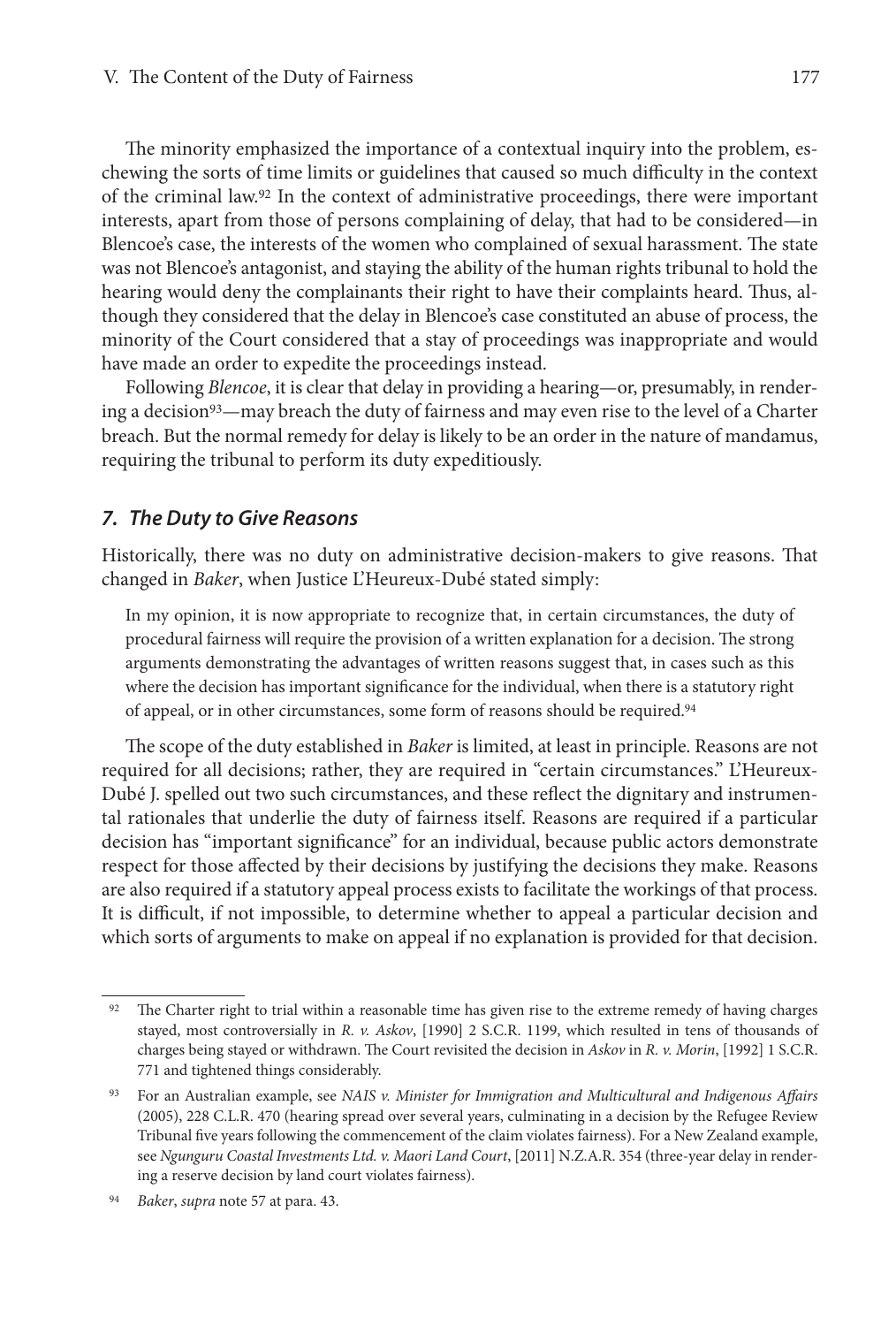The minority emphasized the importance of a contextual inquiry into the problem, eschewing the sorts of time limits or guidelines that caused so much difficulty in the context of the criminal law.[92] In the context of administrative proceedings, there were important interests, apart from those of persons complaining of delay, that had to be considered—in Blencoe's case, the interests of the women who complained of sexual harassment. The state was not Blencoe's antagonist, and staying the ability of the human rights tribunal to hold the hearing would deny the complainants their right to have their complaints heard. Thus, although they considered that the delay in Blencoe's case constituted an abuse of process, the minority of the Court considered that a stay of proceedings was inappropriate and would have made an order to expedite the proceedings instead.

Following *Blencoe*, it is clear that delay in providing a hearing—or, presumably, in rendering a decision[93]—may breach the duty of fairness and may even rise to the level of a Charter breach. But the normal remedy for delay is likely to be an order in the nature of mandamus, requiring the tribunal to perform its duty expeditiously.

### *7. The Duty to Give Reasons*

Historically, there was no duty on administrative decision-makers to give reasons. That changed in *Baker*, when Justice L'Heureux-Dubé stated simply:

> In my opinion, it is now appropriate to recognize that, in certain circumstances, the duty of procedural fairness will require the provision of a written explanation for a decision. The strong arguments demonstrating the advantages of written reasons suggest that, in cases such as this where the decision has important significance for the individual, when there is a statutory right of appeal, or in other circumstances, some form of reasons should be required.[94]

The scope of the duty established in *Baker* is limited, at least in principle. Reasons are not required for all decisions; rather, they are required in "certain circumstances." L'Heureux-Dubé J. spelled out two such circumstances, and these reflect the dignitary and instrumental rationales that underlie the duty of fairness itself. Reasons are required if a particular decision has "important significance" for an individual, because public actors demonstrate respect for those affected by their decisions by justifying the decisions they make. Reasons are also required if a statutory appeal process exists to facilitate the workings of that process. It is difficult, if not impossible, to determine whether to appeal a particular decision and which sorts of arguments to make on appeal if no explanation is provided for that decision.

---

[92] The Charter right to trial within a reasonable time has given rise to the extreme remedy of having charges stayed, most controversially in *R. v. Askov*, [1990] 2 S.C.R. 1199, which resulted in tens of thousands of charges being stayed or withdrawn. The Court revisited the decision in *Askov* in *R. v. Morin*, [1992] 1 S.C.R. 771 and tightened things considerably.

[93] For an Australian example, see *NAIS v. Minister for Immigration and Multicultural and Indigenous Affairs* (2005), 228 C.L.R. 470 (hearing spread over several years, culminating in a decision by the Refugee Review Tribunal five years following the commencement of the claim violates fairness). For a New Zealand example, see *Ngunguru Coastal Investments Ltd. v. Maori Land Court*, [2011] N.Z.A.R. 354 (three-year delay in rendering a reserve decision by land court violates fairness).

[94] *Baker*, *supra* note 57 at para. 43.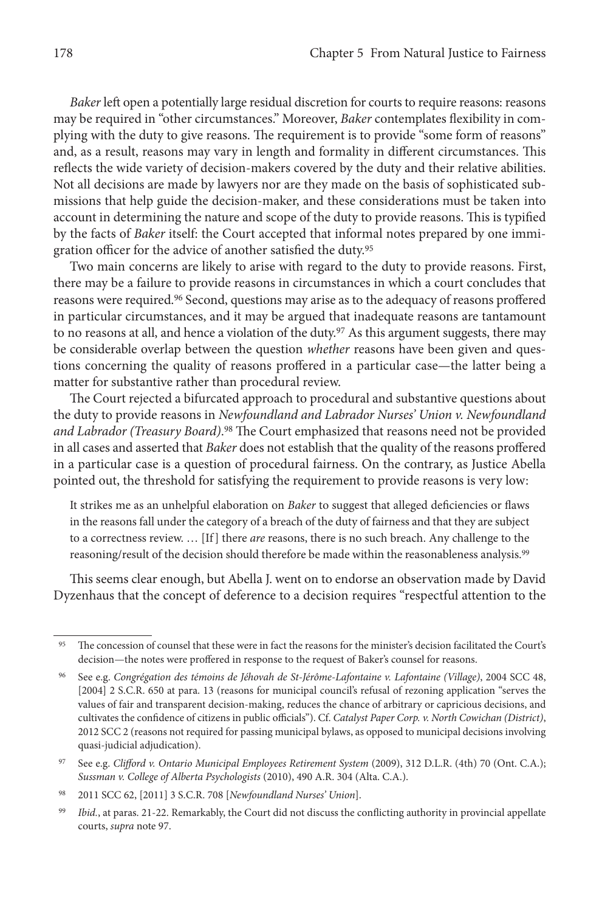*Baker* left open a potentially large residual discretion for courts to require reasons: reasons may be required in "other circumstances." Moreover, *Baker* contemplates flexibility in complying with the duty to give reasons. The requirement is to provide "some form of reasons" and, as a result, reasons may vary in length and formality in different circumstances. This reflects the wide variety of decision-makers covered by the duty and their relative abilities. Not all decisions are made by lawyers nor are they made on the basis of sophisticated submissions that help guide the decision-maker, and these considerations must be taken into account in determining the nature and scope of the duty to provide reasons. This is typified by the facts of *Baker* itself: the Court accepted that informal notes prepared by one immigration officer for the advice of another satisfied the duty.[95]

Two main concerns are likely to arise with regard to the duty to provide reasons. First, there may be a failure to provide reasons in circumstances in which a court concludes that reasons were required.[96] Second, questions may arise as to the adequacy of reasons proffered in particular circumstances, and it may be argued that inadequate reasons are tantamount to no reasons at all, and hence a violation of the duty.[97] As this argument suggests, there may be considerable overlap between the question *whether* reasons have been given and questions concerning the quality of reasons proffered in a particular case—the latter being a matter for substantive rather than procedural review.

The Court rejected a bifurcated approach to procedural and substantive questions about the duty to provide reasons in *Newfoundland and Labrador Nurses' Union v. Newfoundland and Labrador (Treasury Board)*.[98] The Court emphasized that reasons need not be provided in all cases and asserted that *Baker* does not establish that the quality of the reasons proffered in a particular case is a question of procedural fairness. On the contrary, as Justice Abella pointed out, the threshold for satisfying the requirement to provide reasons is very low:

> It strikes me as an unhelpful elaboration on *Baker* to suggest that alleged deficiencies or flaws in the reasons fall under the category of a breach of the duty of fairness and that they are subject to a correctness review. … [If] there *are* reasons, there is no such breach. Any challenge to the reasoning/result of the decision should therefore be made within the reasonableness analysis.[99]

This seems clear enough, but Abella J. went on to endorse an observation made by David Dyzenhaus that the concept of deference to a decision requires "respectful attention to the

---

[95] The concession of counsel that these were in fact the reasons for the minister's decision facilitated the Court's decision—the notes were proffered in response to the request of Baker's counsel for reasons.

[96] See e.g. *Congrégation des témoins de Jéhovah de St-Jérôme-Lafontaine v. Lafontaine (Village)*, 2004 SCC 48, [2004] 2 S.C.R. 650 at para. 13 (reasons for municipal council's refusal of rezoning application "serves the values of fair and transparent decision-making, reduces the chance of arbitrary or capricious decisions, and cultivates the confidence of citizens in public officials"). Cf. *Catalyst Paper Corp. v. North Cowichan (District)*, 2012 SCC 2 (reasons not required for passing municipal bylaws, as opposed to municipal decisions involving quasi-judicial adjudication).

[97] See e.g. *Clifford v. Ontario Municipal Employees Retirement System* (2009), 312 D.L.R. (4th) 70 (Ont. C.A.); *Sussman v. College of Alberta Psychologists* (2010), 490 A.R. 304 (Alta. C.A.).

[98] 2011 SCC 62, [2011] 3 S.C.R. 708 [*Newfoundland Nurses' Union*].

[99] *Ibid.*, at paras. 21-22. Remarkably, the Court did not discuss the conflicting authority in provincial appellate courts, *supra* note 97.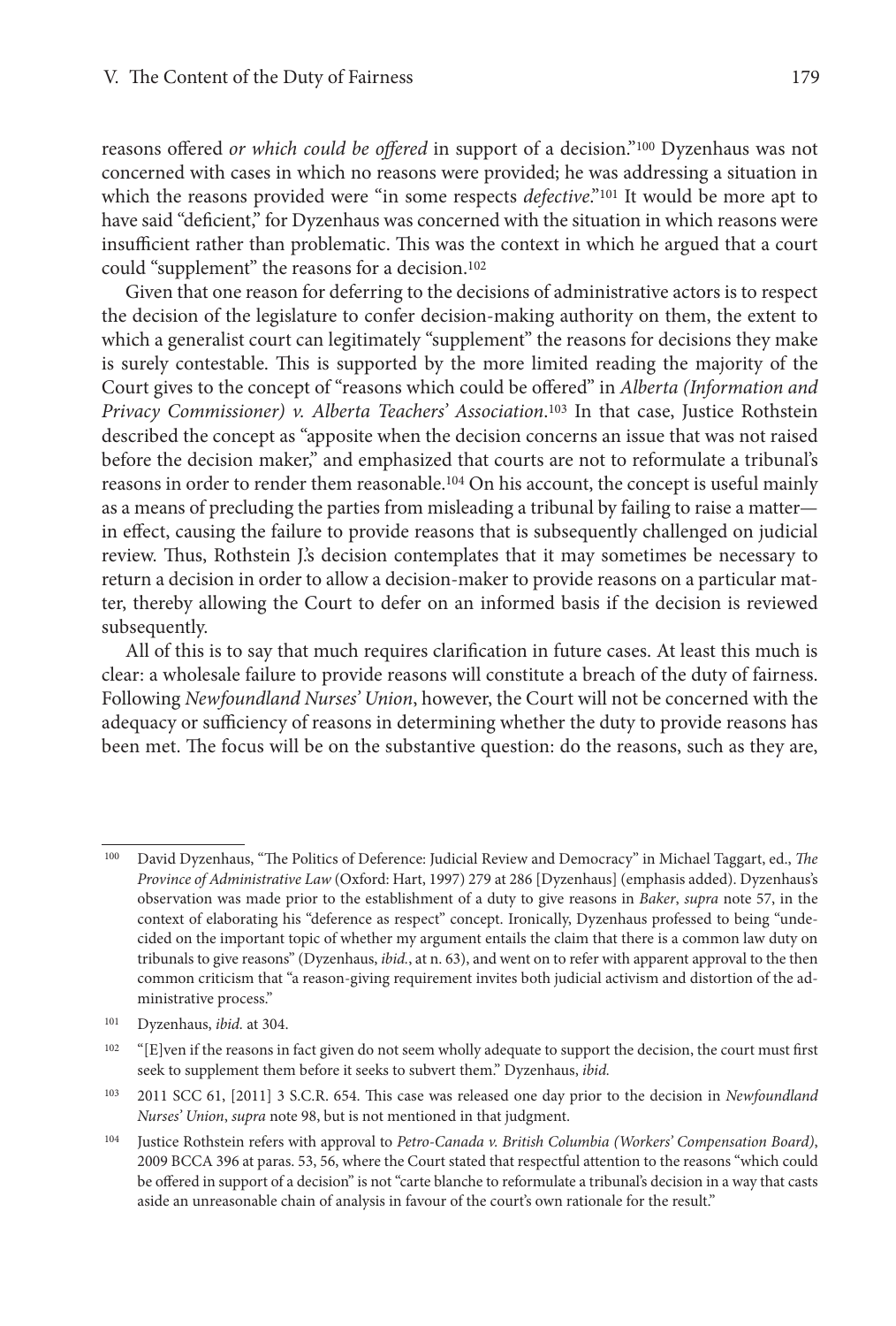reasons offered *or which could be offered* in support of a decision."[100] Dyzenhaus was not concerned with cases in which no reasons were provided; he was addressing a situation in which the reasons provided were "in some respects *defective*."[101] It would be more apt to have said "deficient," for Dyzenhaus was concerned with the situation in which reasons were insufficient rather than problematic. This was the context in which he argued that a court could "supplement" the reasons for a decision.[102]

Given that one reason for deferring to the decisions of administrative actors is to respect the decision of the legislature to confer decision-making authority on them, the extent to which a generalist court can legitimately "supplement" the reasons for decisions they make is surely contestable. This is supported by the more limited reading the majority of the Court gives to the concept of "reasons which could be offered" in *Alberta (Information and Privacy Commissioner) v. Alberta Teachers' Association*.[103] In that case, Justice Rothstein described the concept as "apposite when the decision concerns an issue that was not raised before the decision maker," and emphasized that courts are not to reformulate a tribunal's reasons in order to render them reasonable.[104] On his account, the concept is useful mainly as a means of precluding the parties from misleading a tribunal by failing to raise a matter—in effect, causing the failure to provide reasons that is subsequently challenged on judicial review. Thus, Rothstein J.'s decision contemplates that it may sometimes be necessary to return a decision in order to allow a decision-maker to provide reasons on a particular matter, thereby allowing the Court to defer on an informed basis if the decision is reviewed subsequently.

All of this is to say that much requires clarification in future cases. At least this much is clear: a wholesale failure to provide reasons will constitute a breach of the duty of fairness. Following *Newfoundland Nurses' Union*, however, the Court will not be concerned with the adequacy or sufficiency of reasons in determining whether the duty to provide reasons has been met. The focus will be on the substantive question: do the reasons, such as they are,

---

100 David Dyzenhaus, "The Politics of Deference: Judicial Review and Democracy" in Michael Taggart, ed., *The Province of Administrative Law* (Oxford: Hart, 1997) 279 at 286 [Dyzenhaus] (emphasis added). Dyzenhaus's observation was made prior to the establishment of a duty to give reasons in *Baker*, *supra* note 57, in the context of elaborating his "deference as respect" concept. Ironically, Dyzenhaus professed to being "undecided on the important topic of whether my argument entails the claim that there is a common law duty on tribunals to give reasons" (Dyzenhaus, *ibid.*, at n. 63), and went on to refer with apparent approval to the then common criticism that "a reason-giving requirement invites both judicial activism and distortion of the administrative process."

101 Dyzenhaus, *ibid.* at 304.

102 "[E]ven if the reasons in fact given do not seem wholly adequate to support the decision, the court must first seek to supplement them before it seeks to subvert them." Dyzenhaus, *ibid.*

103 2011 SCC 61, [2011] 3 S.C.R. 654. This case was released one day prior to the decision in *Newfoundland Nurses' Union*, *supra* note 98, but is not mentioned in that judgment.

104 Justice Rothstein refers with approval to *Petro-Canada v. British Columbia (Workers' Compensation Board)*, 2009 BCCA 396 at paras. 53, 56, where the Court stated that respectful attention to the reasons "which could be offered in support of a decision" is not "carte blanche to reformulate a tribunal's decision in a way that casts aside an unreasonable chain of analysis in favour of the court's own rationale for the result."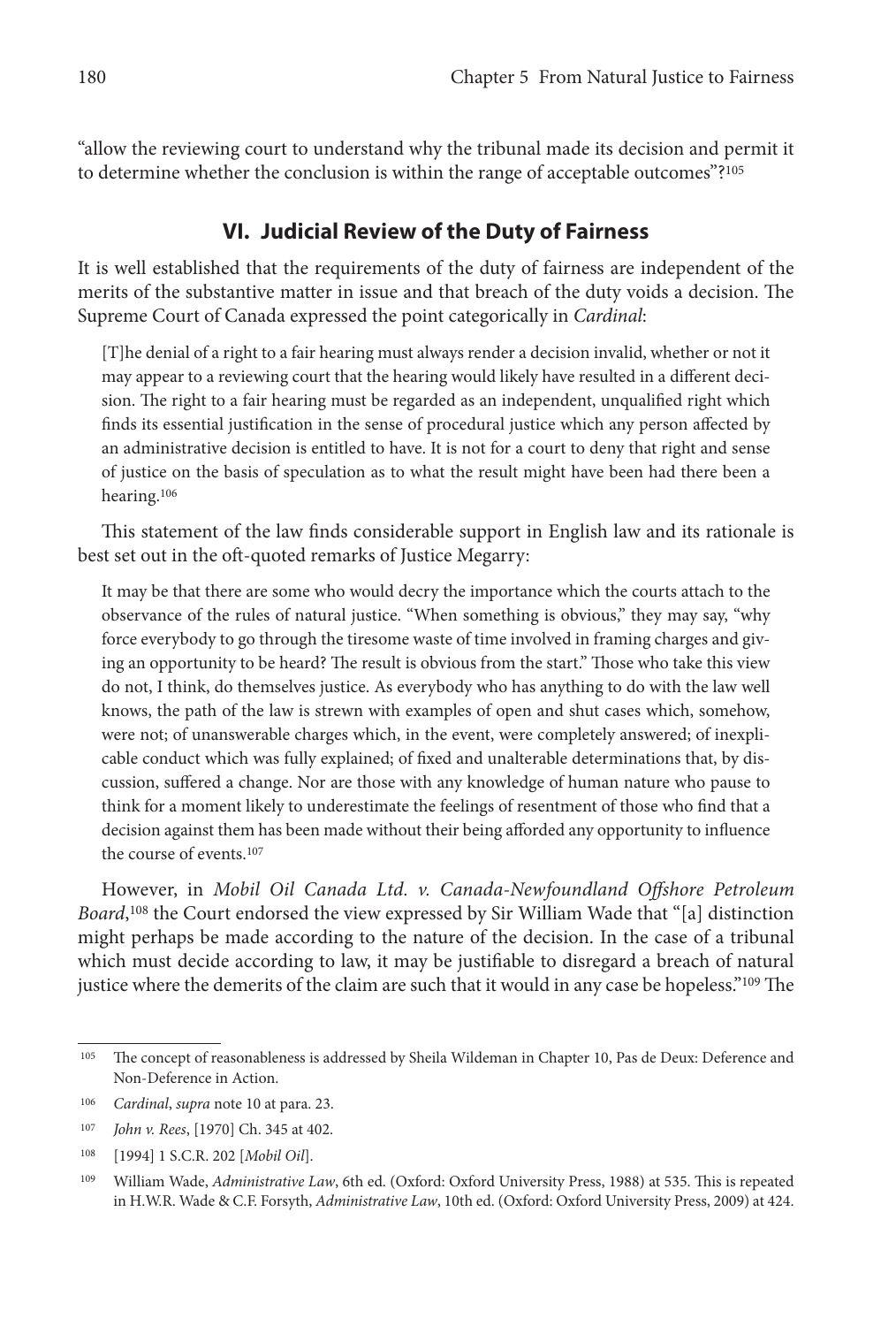"allow the reviewing court to understand why the tribunal made its decision and permit it to determine whether the conclusion is within the range of acceptable outcomes"?[105]

## VI. Judicial Review of the Duty of Fairness

It is well established that the requirements of the duty of fairness are independent of the merits of the substantive matter in issue and that breach of the duty voids a decision. The Supreme Court of Canada expressed the point categorically in *Cardinal*:

> [T]he denial of a right to a fair hearing must always render a decision invalid, whether or not it may appear to a reviewing court that the hearing would likely have resulted in a different decision. The right to a fair hearing must be regarded as an independent, unqualified right which finds its essential justification in the sense of procedural justice which any person affected by an administrative decision is entitled to have. It is not for a court to deny that right and sense of justice on the basis of speculation as to what the result might have been had there been a hearing.[106]

This statement of the law finds considerable support in English law and its rationale is best set out in the oft-quoted remarks of Justice Megarry:

> It may be that there are some who would decry the importance which the courts attach to the observance of the rules of natural justice. "When something is obvious," they may say, "why force everybody to go through the tiresome waste of time involved in framing charges and giving an opportunity to be heard? The result is obvious from the start." Those who take this view do not, I think, do themselves justice. As everybody who has anything to do with the law well knows, the path of the law is strewn with examples of open and shut cases which, somehow, were not; of unanswerable charges which, in the event, were completely answered; of inexplicable conduct which was fully explained; of fixed and unalterable determinations that, by discussion, suffered a change. Nor are those with any knowledge of human nature who pause to think for a moment likely to underestimate the feelings of resentment of those who find that a decision against them has been made without their being afforded any opportunity to influence the course of events.[107]

However, in *Mobil Oil Canada Ltd. v. Canada-Newfoundland Offshore Petroleum Board*,[108] the Court endorsed the view expressed by Sir William Wade that "[a] distinction might perhaps be made according to the nature of the decision. In the case of a tribunal which must decide according to law, it may be justifiable to disregard a breach of natural justice where the demerits of the claim are such that it would in any case be hopeless."[109] The

---

[105] The concept of reasonableness is addressed by Sheila Wildeman in Chapter 10, Pas de Deux: Deference and Non-Deference in Action.

[106] *Cardinal*, *supra* note 10 at para. 23.

[107] *John v. Rees*, [1970] Ch. 345 at 402.

[108] [1994] 1 S.C.R. 202 [*Mobil Oil*].

[109] William Wade, *Administrative Law*, 6th ed. (Oxford: Oxford University Press, 1988) at 535. This is repeated in H.W.R. Wade & C.F. Forsyth, *Administrative Law*, 10th ed. (Oxford: Oxford University Press, 2009) at 424.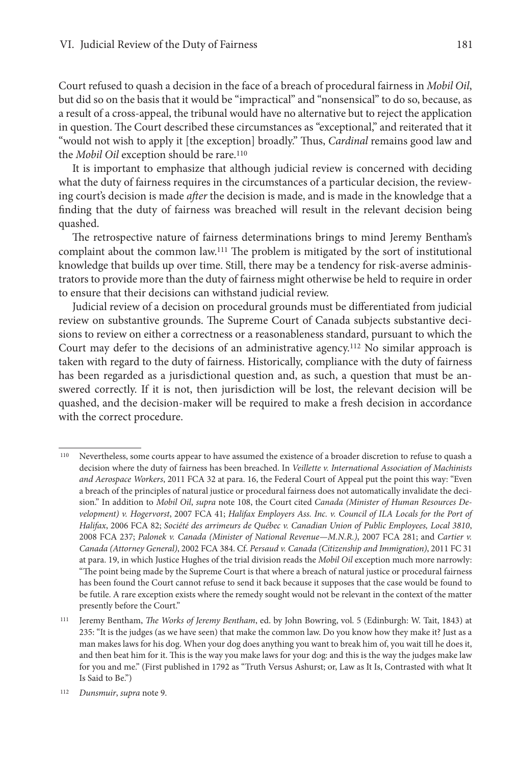Court refused to quash a decision in the face of a breach of procedural fairness in *Mobil Oil*, but did so on the basis that it would be "impractical" and "nonsensical" to do so, because, as a result of a cross-appeal, the tribunal would have no alternative but to reject the application in question. The Court described these circumstances as "exceptional," and reiterated that it "would not wish to apply it [the exception] broadly." Thus, *Cardinal* remains good law and the *Mobil Oil* exception should be rare.[110]

It is important to emphasize that although judicial review is concerned with deciding what the duty of fairness requires in the circumstances of a particular decision, the reviewing court's decision is made *after* the decision is made, and is made in the knowledge that a finding that the duty of fairness was breached will result in the relevant decision being quashed.

The retrospective nature of fairness determinations brings to mind Jeremy Bentham's complaint about the common law.[111] The problem is mitigated by the sort of institutional knowledge that builds up over time. Still, there may be a tendency for risk-averse administrators to provide more than the duty of fairness might otherwise be held to require in order to ensure that their decisions can withstand judicial review.

Judicial review of a decision on procedural grounds must be differentiated from judicial review on substantive grounds. The Supreme Court of Canada subjects substantive decisions to review on either a correctness or a reasonableness standard, pursuant to which the Court may defer to the decisions of an administrative agency.[112] No similar approach is taken with regard to the duty of fairness. Historically, compliance with the duty of fairness has been regarded as a jurisdictional question and, as such, a question that must be answered correctly. If it is not, then jurisdiction will be lost, the relevant decision will be quashed, and the decision-maker will be required to make a fresh decision in accordance with the correct procedure.

---

[110] Nevertheless, some courts appear to have assumed the existence of a broader discretion to refuse to quash a decision where the duty of fairness has been breached. In *Veillette v. International Association of Machinists and Aerospace Workers*, 2011 FCA 32 at para. 16, the Federal Court of Appeal put the point this way: "Even a breach of the principles of natural justice or procedural fairness does not automatically invalidate the decision." In addition to *Mobil Oil*, *supra* note 108, the Court cited *Canada (Minister of Human Resources Development) v. Hogervorst*, 2007 FCA 41; *Halifax Employers Ass. Inc. v. Council of ILA Locals for the Port of Halifax*, 2006 FCA 82; *Société des arrimeurs de Québec v. Canadian Union of Public Employees, Local 3810*, 2008 FCA 237; *Palonek v. Canada (Minister of National Revenue—M.N.R.)*, 2007 FCA 281; and *Cartier v. Canada (Attorney General)*, 2002 FCA 384. Cf. *Persaud v. Canada (Citizenship and Immigration)*, 2011 FC 31 at para. 19, in which Justice Hughes of the trial division reads the *Mobil Oil* exception much more narrowly: "The point being made by the Supreme Court is that where a breach of natural justice or procedural fairness has been found the Court cannot refuse to send it back because it supposes that the case would be found to be futile. A rare exception exists where the remedy sought would not be relevant in the context of the matter presently before the Court."

[111] Jeremy Bentham, *The Works of Jeremy Bentham*, ed. by John Bowring, vol. 5 (Edinburgh: W. Tait, 1843) at 235: "It is the judges (as we have seen) that make the common law. Do you know how they make it? Just as a man makes laws for his dog. When your dog does anything you want to break him of, you wait till he does it, and then beat him for it. This is the way you make laws for your dog: and this is the way the judges make law for you and me." (First published in 1792 as "Truth Versus Ashurst; or, Law as It Is, Contrasted with what It Is Said to Be.")

[112] *Dunsmuir*, *supra* note 9.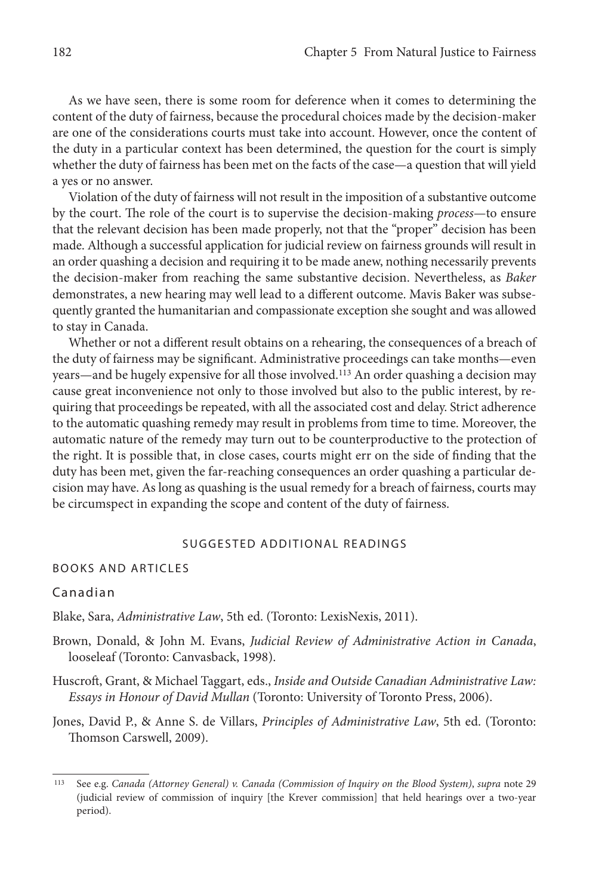As we have seen, there is some room for deference when it comes to determining the content of the duty of fairness, because the procedural choices made by the decision-maker are one of the considerations courts must take into account. However, once the content of the duty in a particular context has been determined, the question for the court is simply whether the duty of fairness has been met on the facts of the case—a question that will yield a yes or no answer.

Violation of the duty of fairness will not result in the imposition of a substantive outcome by the court. The role of the court is to supervise the decision-making *process*—to ensure that the relevant decision has been made properly, not that the "proper" decision has been made. Although a successful application for judicial review on fairness grounds will result in an order quashing a decision and requiring it to be made anew, nothing necessarily prevents the decision-maker from reaching the same substantive decision. Nevertheless, as *Baker* demonstrates, a new hearing may well lead to a different outcome. Mavis Baker was subsequently granted the humanitarian and compassionate exception she sought and was allowed to stay in Canada.

Whether or not a different result obtains on a rehearing, the consequences of a breach of the duty of fairness may be significant. Administrative proceedings can take months—even years—and be hugely expensive for all those involved.[113] An order quashing a decision may cause great inconvenience not only to those involved but also to the public interest, by requiring that proceedings be repeated, with all the associated cost and delay. Strict adherence to the automatic quashing remedy may result in problems from time to time. Moreover, the automatic nature of the remedy may turn out to be counterproductive to the protection of the right. It is possible that, in close cases, courts might err on the side of finding that the duty has been met, given the far-reaching consequences an order quashing a particular decision may have. As long as quashing is the usual remedy for a breach of fairness, courts may be circumspect in expanding the scope and content of the duty of fairness.

## SUGGESTED ADDITIONAL READINGS

### BOOKS AND ARTICLES

#### Canadian

Blake, Sara, *Administrative Law*, 5th ed. (Toronto: LexisNexis, 2011).

Brown, Donald, & John M. Evans, *Judicial Review of Administrative Action in Canada*, looseleaf (Toronto: Canvasback, 1998).

Huscroft, Grant, & Michael Taggart, eds., *Inside and Outside Canadian Administrative Law: Essays in Honour of David Mullan* (Toronto: University of Toronto Press, 2006).

Jones, David P., & Anne S. de Villars, *Principles of Administrative Law*, 5th ed. (Toronto: Thomson Carswell, 2009).

---

[113] See e.g. *Canada (Attorney General) v. Canada (Commission of Inquiry on the Blood System)*, *supra* note 29 (judicial review of commission of inquiry [the Krever commission] that held hearings over a two-year period).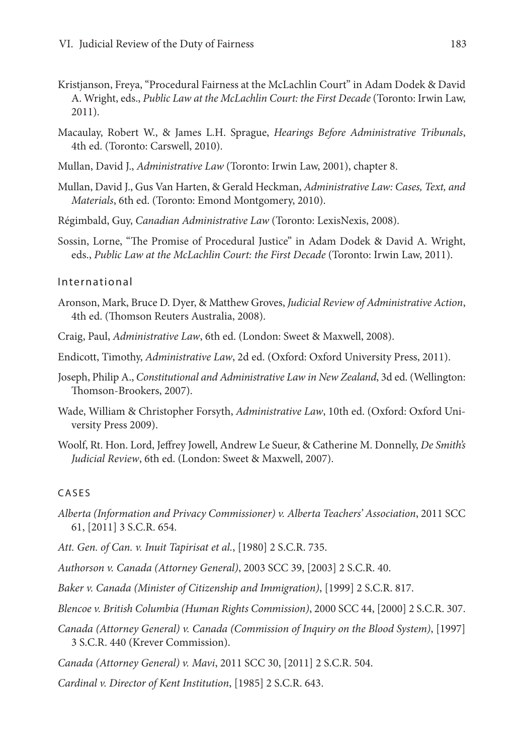Kristjanson, Freya, "Procedural Fairness at the McLachlin Court" in Adam Dodek & David A. Wright, eds., *Public Law at the McLachlin Court: the First Decade* (Toronto: Irwin Law, 2011).

Macaulay, Robert W., & James L.H. Sprague, *Hearings Before Administrative Tribunals*, 4th ed. (Toronto: Carswell, 2010).

Mullan, David J., *Administrative Law* (Toronto: Irwin Law, 2001), chapter 8.

Mullan, David J., Gus Van Harten, & Gerald Heckman, *Administrative Law: Cases, Text, and Materials*, 6th ed. (Toronto: Emond Montgomery, 2010).

Régimbald, Guy, *Canadian Administrative Law* (Toronto: LexisNexis, 2008).

Sossin, Lorne, "The Promise of Procedural Justice" in Adam Dodek & David A. Wright, eds., *Public Law at the McLachlin Court: the First Decade* (Toronto: Irwin Law, 2011).

#### International

Aronson, Mark, Bruce D. Dyer, & Matthew Groves, *Judicial Review of Administrative Action*, 4th ed. (Thomson Reuters Australia, 2008).

Craig, Paul, *Administrative Law*, 6th ed. (London: Sweet & Maxwell, 2008).

Endicott, Timothy, *Administrative Law*, 2d ed. (Oxford: Oxford University Press, 2011).

Joseph, Philip A., *Constitutional and Administrative Law in New Zealand*, 3d ed. (Wellington: Thomson-Brookers, 2007).

Wade, William & Christopher Forsyth, *Administrative Law*, 10th ed. (Oxford: Oxford University Press 2009).

Woolf, Rt. Hon. Lord, Jeffrey Jowell, Andrew Le Sueur, & Catherine M. Donnelly, *De Smith's Judicial Review*, 6th ed. (London: Sweet & Maxwell, 2007).

### CASES

*Alberta (Information and Privacy Commissioner) v. Alberta Teachers' Association*, 2011 SCC 61, [2011] 3 S.C.R. 654.

*Att. Gen. of Can. v. Inuit Tapirisat et al.*, [1980] 2 S.C.R. 735.

*Authorson v. Canada (Attorney General)*, 2003 SCC 39, [2003] 2 S.C.R. 40.

*Baker v. Canada (Minister of Citizenship and Immigration)*, [1999] 2 S.C.R. 817.

*Blencoe v. British Columbia (Human Rights Commission)*, 2000 SCC 44, [2000] 2 S.C.R. 307.

*Canada (Attorney General) v. Canada (Commission of Inquiry on the Blood System)*, [1997] 3 S.C.R. 440 (Krever Commission).

*Canada (Attorney General) v. Mavi*, 2011 SCC 30, [2011] 2 S.C.R. 504.

*Cardinal v. Director of Kent Institution*, [1985] 2 S.C.R. 643.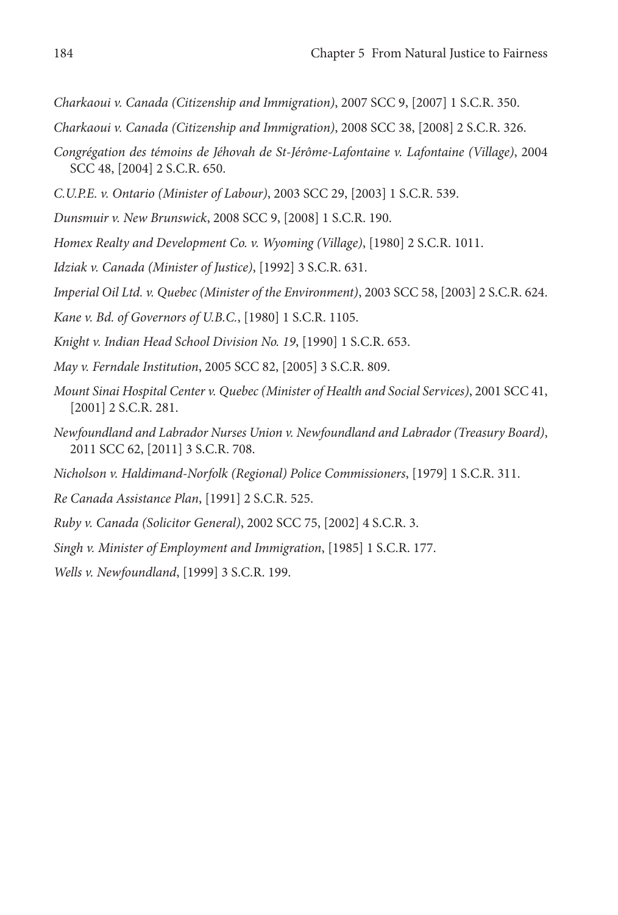*Charkaoui v. Canada (Citizenship and Immigration)*, 2007 SCC 9, [2007] 1 S.C.R. 350.

*Charkaoui v. Canada (Citizenship and Immigration)*, 2008 SCC 38, [2008] 2 S.C.R. 326.

*Congrégation des témoins de Jéhovah de St-Jérôme-Lafontaine v. Lafontaine (Village)*, 2004 SCC 48, [2004] 2 S.C.R. 650.

*C.U.P.E. v. Ontario (Minister of Labour)*, 2003 SCC 29, [2003] 1 S.C.R. 539.

*Dunsmuir v. New Brunswick*, 2008 SCC 9, [2008] 1 S.C.R. 190.

*Homex Realty and Development Co. v. Wyoming (Village)*, [1980] 2 S.C.R. 1011.

*Idziak v. Canada (Minister of Justice)*, [1992] 3 S.C.R. 631.

*Imperial Oil Ltd. v. Quebec (Minister of the Environment)*, 2003 SCC 58, [2003] 2 S.C.R. 624.

*Kane v. Bd. of Governors of U.B.C.*, [1980] 1 S.C.R. 1105.

*Knight v. Indian Head School Division No. 19*, [1990] 1 S.C.R. 653.

*May v. Ferndale Institution*, 2005 SCC 82, [2005] 3 S.C.R. 809.

*Mount Sinai Hospital Center v. Quebec (Minister of Health and Social Services)*, 2001 SCC 41, [2001] 2 S.C.R. 281.

*Newfoundland and Labrador Nurses Union v. Newfoundland and Labrador (Treasury Board)*, 2011 SCC 62, [2011] 3 S.C.R. 708.

*Nicholson v. Haldimand-Norfolk (Regional) Police Commissioners*, [1979] 1 S.C.R. 311.

*Re Canada Assistance Plan*, [1991] 2 S.C.R. 525.

*Ruby v. Canada (Solicitor General)*, 2002 SCC 75, [2002] 4 S.C.R. 3.

*Singh v. Minister of Employment and Immigration*, [1985] 1 S.C.R. 177.

*Wells v. Newfoundland*, [1999] 3 S.C.R. 199.